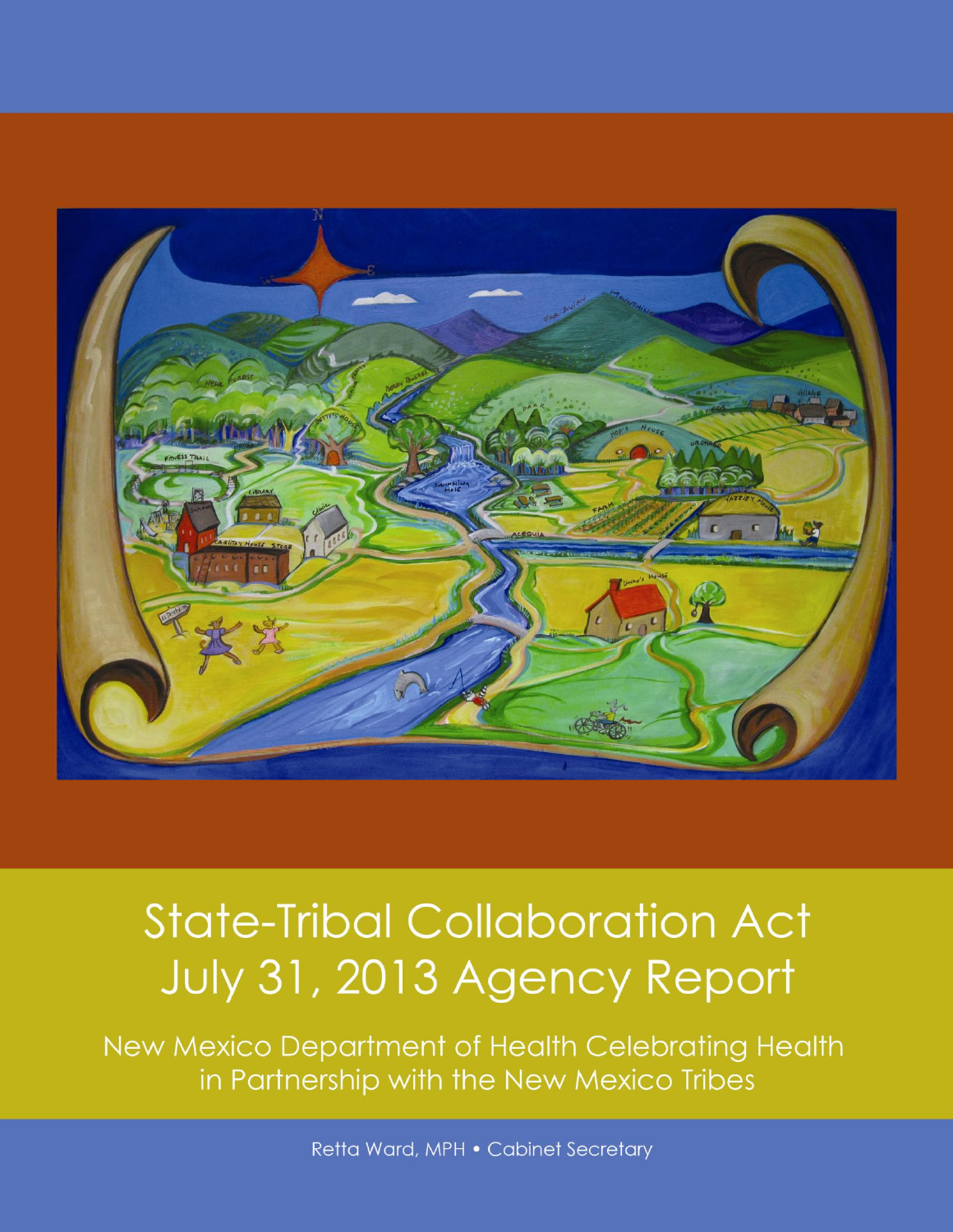# State-Tribal Collaboration Act July 31, 2013 Agency Report

## New Mexico Department of Health Celebrating Health in Partnership with the New Mexico Tribes

Retta Ward, MPH • Cabinet Secretary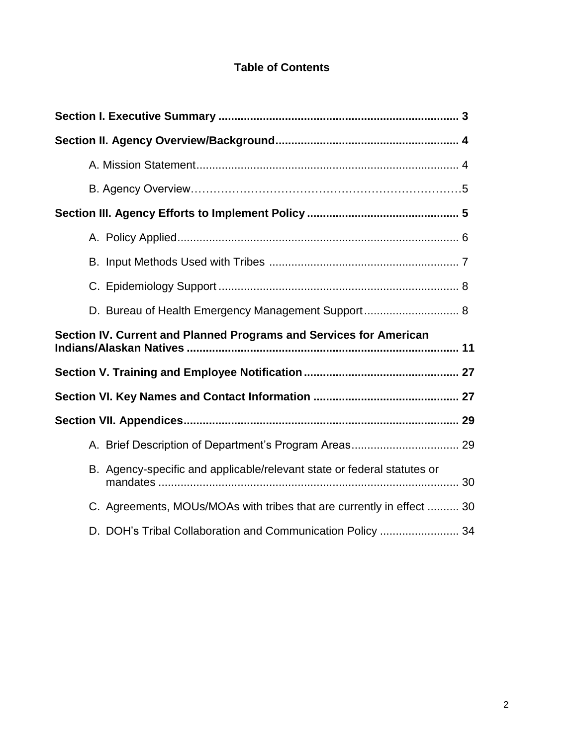# Table of Contents

**Section I. Executive Summary** ............................................................................ **3**

**Section II. Agency Overview/Background** .......................................................... **4**

- A. Mission Statement ................................................................................... 4
- B. Agency Overview ..................................................................................... 5

**Section III. Agency Efforts to Implement Policy** ................................................ **5**

- A. Policy Applied ......................................................................................... 6
- B. Input Methods Used with Tribes ............................................................ 7
- C. Epidemiology Support ............................................................................ 8
- D. Bureau of Health Emergency Management Support .............................. 8

**Section IV. Current and Planned Programs and Services for American Indians/Alaskan Natives** ..................................................................................... **11**

**Section V. Training and Employee Notification** ................................................. **27**

**Section VI. Key Names and Contact Information** .............................................. **27**

**Section VII. Appendices** ...................................................................................... **29**

- A. Brief Description of Department's Program Areas .................................. 29
- B. Agency-specific and applicable/relevant state or federal statutes or mandates ............................................................................................... 30
- C. Agreements, MOUs/MOAs with tribes that are currently in effect .......... 30
- D. DOH's Tribal Collaboration and Communication Policy ......................... 34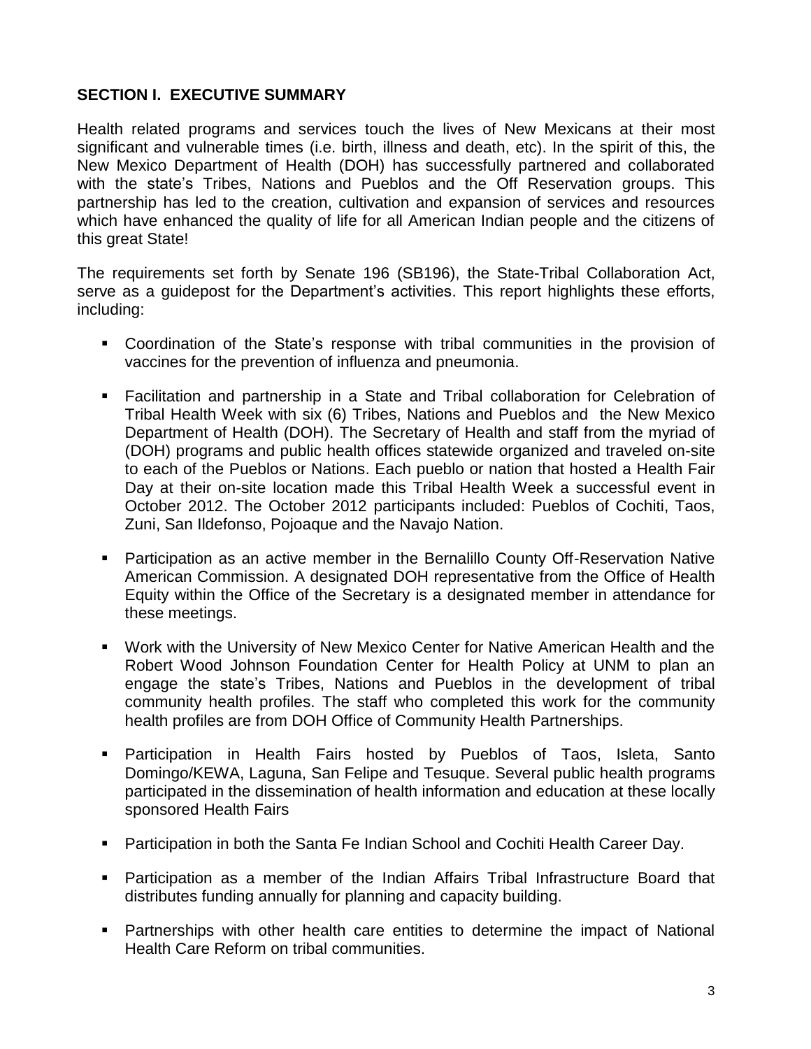## SECTION I. EXECUTIVE SUMMARY

Health related programs and services touch the lives of New Mexicans at their most significant and vulnerable times (i.e. birth, illness and death, etc). In the spirit of this, the New Mexico Department of Health (DOH) has successfully partnered and collaborated with the state's Tribes, Nations and Pueblos and the Off Reservation groups. This partnership has led to the creation, cultivation and expansion of services and resources which have enhanced the quality of life for all American Indian people and the citizens of this great State!

The requirements set forth by Senate 196 (SB196), the State-Tribal Collaboration Act, serve as a guidepost for the Department's activities. This report highlights these efforts, including:

- Coordination of the State's response with tribal communities in the provision of vaccines for the prevention of influenza and pneumonia.
- Facilitation and partnership in a State and Tribal collaboration for Celebration of Tribal Health Week with six (6) Tribes, Nations and Pueblos and the New Mexico Department of Health (DOH). The Secretary of Health and staff from the myriad of (DOH) programs and public health offices statewide organized and traveled on-site to each of the Pueblos or Nations. Each pueblo or nation that hosted a Health Fair Day at their on-site location made this Tribal Health Week a successful event in October 2012. The October 2012 participants included: Pueblos of Cochiti, Taos, Zuni, San Ildefonso, Pojoaque and the Navajo Nation.
- Participation as an active member in the Bernalillo County Off-Reservation Native American Commission. A designated DOH representative from the Office of Health Equity within the Office of the Secretary is a designated member in attendance for these meetings.
- Work with the University of New Mexico Center for Native American Health and the Robert Wood Johnson Foundation Center for Health Policy at UNM to plan an engage the state's Tribes, Nations and Pueblos in the development of tribal community health profiles. The staff who completed this work for the community health profiles are from DOH Office of Community Health Partnerships.
- Participation in Health Fairs hosted by Pueblos of Taos, Isleta, Santo Domingo/KEWA, Laguna, San Felipe and Tesuque. Several public health programs participated in the dissemination of health information and education at these locally sponsored Health Fairs
- Participation in both the Santa Fe Indian School and Cochiti Health Career Day.
- Participation as a member of the Indian Affairs Tribal Infrastructure Board that distributes funding annually for planning and capacity building.
- Partnerships with other health care entities to determine the impact of National Health Care Reform on tribal communities.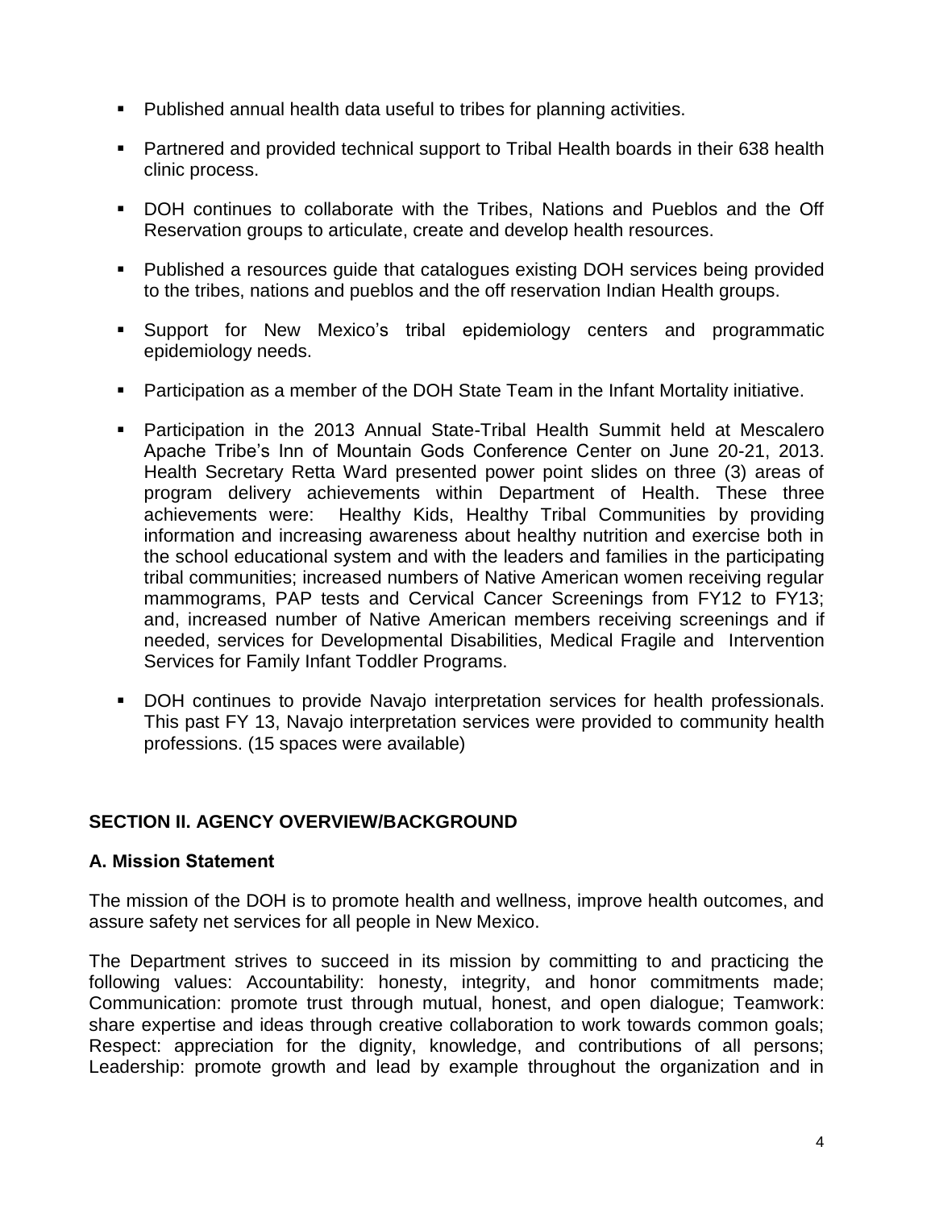- Published annual health data useful to tribes for planning activities.
- Partnered and provided technical support to Tribal Health boards in their 638 health clinic process.
- DOH continues to collaborate with the Tribes, Nations and Pueblos and the Off Reservation groups to articulate, create and develop health resources.
- Published a resources guide that catalogues existing DOH services being provided to the tribes, nations and pueblos and the off reservation Indian Health groups.
- Support for New Mexico's tribal epidemiology centers and programmatic epidemiology needs.
- Participation as a member of the DOH State Team in the Infant Mortality initiative.
- Participation in the 2013 Annual State-Tribal Health Summit held at Mescalero Apache Tribe's Inn of Mountain Gods Conference Center on June 20-21, 2013. Health Secretary Retta Ward presented power point slides on three (3) areas of program delivery achievements within Department of Health. These three achievements were: Healthy Kids, Healthy Tribal Communities by providing information and increasing awareness about healthy nutrition and exercise both in the school educational system and with the leaders and families in the participating tribal communities; increased numbers of Native American women receiving regular mammograms, PAP tests and Cervical Cancer Screenings from FY12 to FY13; and, increased number of Native American members receiving screenings and if needed, services for Developmental Disabilities, Medical Fragile and Intervention Services for Family Infant Toddler Programs.
- DOH continues to provide Navajo interpretation services for health professionals. This past FY 13, Navajo interpretation services were provided to community health professions. (15 spaces were available)

## SECTION II. AGENCY OVERVIEW/BACKGROUND

### A. Mission Statement

The mission of the DOH is to promote health and wellness, improve health outcomes, and assure safety net services for all people in New Mexico.

The Department strives to succeed in its mission by committing to and practicing the following values: Accountability: honesty, integrity, and honor commitments made; Communication: promote trust through mutual, honest, and open dialogue; Teamwork: share expertise and ideas through creative collaboration to work towards common goals; Respect: appreciation for the dignity, knowledge, and contributions of all persons; Leadership: promote growth and lead by example throughout the organization and in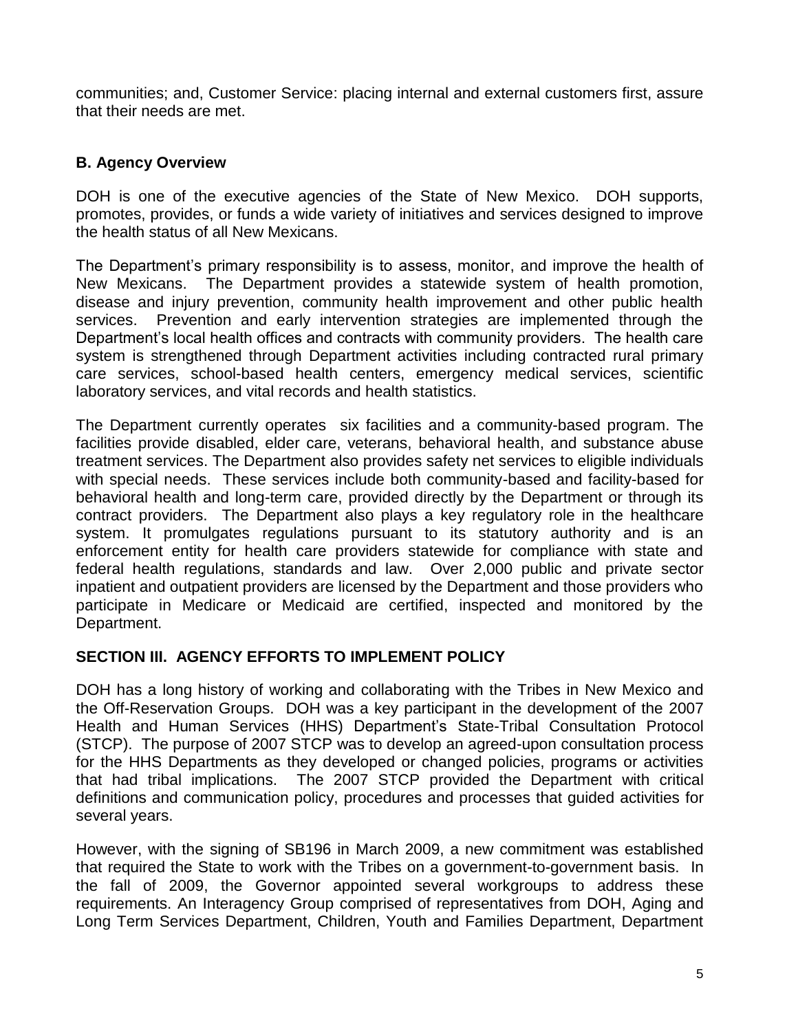communities; and, Customer Service: placing internal and external customers first, assure that their needs are met.

### B. Agency Overview

DOH is one of the executive agencies of the State of New Mexico. DOH supports, promotes, provides, or funds a wide variety of initiatives and services designed to improve the health status of all New Mexicans.

The Department's primary responsibility is to assess, monitor, and improve the health of New Mexicans. The Department provides a statewide system of health promotion, disease and injury prevention, community health improvement and other public health services. Prevention and early intervention strategies are implemented through the Department's local health offices and contracts with community providers. The health care system is strengthened through Department activities including contracted rural primary care services, school-based health centers, emergency medical services, scientific laboratory services, and vital records and health statistics.

The Department currently operates six facilities and a community-based program. The facilities provide disabled, elder care, veterans, behavioral health, and substance abuse treatment services. The Department also provides safety net services to eligible individuals with special needs. These services include both community-based and facility-based for behavioral health and long-term care, provided directly by the Department or through its contract providers. The Department also plays a key regulatory role in the healthcare system. It promulgates regulations pursuant to its statutory authority and is an enforcement entity for health care providers statewide for compliance with state and federal health regulations, standards and law. Over 2,000 public and private sector inpatient and outpatient providers are licensed by the Department and those providers who participate in Medicare or Medicaid are certified, inspected and monitored by the Department.

## SECTION III. AGENCY EFFORTS TO IMPLEMENT POLICY

DOH has a long history of working and collaborating with the Tribes in New Mexico and the Off-Reservation Groups. DOH was a key participant in the development of the 2007 Health and Human Services (HHS) Department's State-Tribal Consultation Protocol (STCP). The purpose of 2007 STCP was to develop an agreed-upon consultation process for the HHS Departments as they developed or changed policies, programs or activities that had tribal implications. The 2007 STCP provided the Department with critical definitions and communication policy, procedures and processes that guided activities for several years.

However, with the signing of SB196 in March 2009, a new commitment was established that required the State to work with the Tribes on a government-to-government basis. In the fall of 2009, the Governor appointed several workgroups to address these requirements. An Interagency Group comprised of representatives from DOH, Aging and Long Term Services Department, Children, Youth and Families Department, Department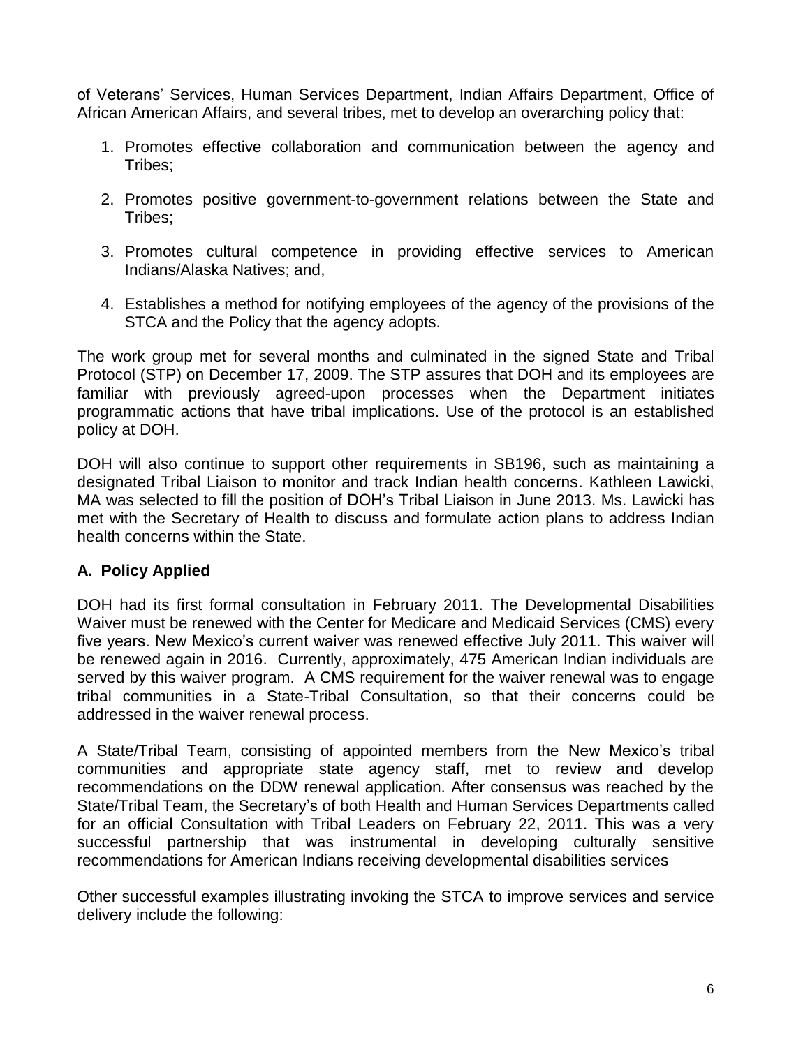of Veterans' Services, Human Services Department, Indian Affairs Department, Office of African American Affairs, and several tribes, met to develop an overarching policy that:

1. Promotes effective collaboration and communication between the agency and Tribes;
2. Promotes positive government-to-government relations between the State and Tribes;
3. Promotes cultural competence in providing effective services to American Indians/Alaska Natives; and,
4. Establishes a method for notifying employees of the agency of the provisions of the STCA and the Policy that the agency adopts.

The work group met for several months and culminated in the signed State and Tribal Protocol (STP) on December 17, 2009. The STP assures that DOH and its employees are familiar with previously agreed-upon processes when the Department initiates programmatic actions that have tribal implications. Use of the protocol is an established policy at DOH.

DOH will also continue to support other requirements in SB196, such as maintaining a designated Tribal Liaison to monitor and track Indian health concerns. Kathleen Lawicki, MA was selected to fill the position of DOH's Tribal Liaison in June 2013. Ms. Lawicki has met with the Secretary of Health to discuss and formulate action plans to address Indian health concerns within the State.

### A. Policy Applied

DOH had its first formal consultation in February 2011. The Developmental Disabilities Waiver must be renewed with the Center for Medicare and Medicaid Services (CMS) every five years. New Mexico's current waiver was renewed effective July 2011. This waiver will be renewed again in 2016. Currently, approximately, 475 American Indian individuals are served by this waiver program. A CMS requirement for the waiver renewal was to engage tribal communities in a State-Tribal Consultation, so that their concerns could be addressed in the waiver renewal process.

A State/Tribal Team, consisting of appointed members from the New Mexico's tribal communities and appropriate state agency staff, met to review and develop recommendations on the DDW renewal application. After consensus was reached by the State/Tribal Team, the Secretary's of both Health and Human Services Departments called for an official Consultation with Tribal Leaders on February 22, 2011. This was a very successful partnership that was instrumental in developing culturally sensitive recommendations for American Indians receiving developmental disabilities services

Other successful examples illustrating invoking the STCA to improve services and service delivery include the following: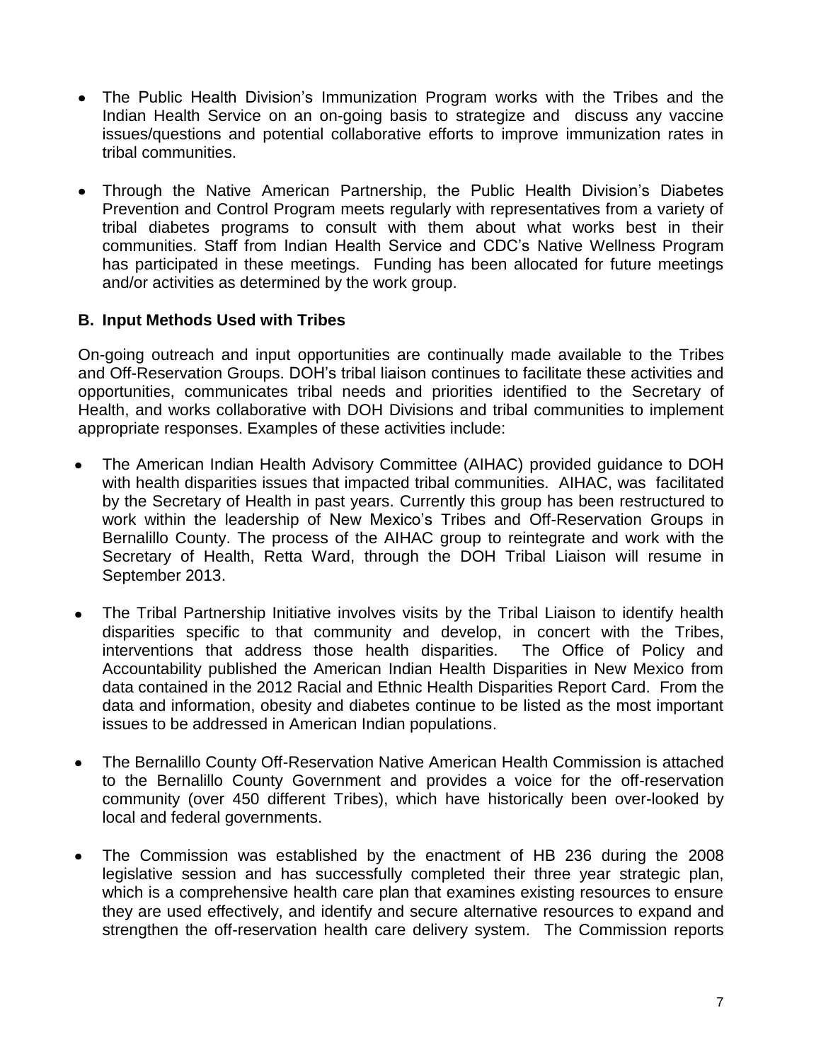- The Public Health Division's Immunization Program works with the Tribes and the Indian Health Service on an on-going basis to strategize and discuss any vaccine issues/questions and potential collaborative efforts to improve immunization rates in tribal communities.

- Through the Native American Partnership, the Public Health Division's Diabetes Prevention and Control Program meets regularly with representatives from a variety of tribal diabetes programs to consult with them about what works best in their communities. Staff from Indian Health Service and CDC's Native Wellness Program has participated in these meetings. Funding has been allocated for future meetings and/or activities as determined by the work group.

### B. Input Methods Used with Tribes

On-going outreach and input opportunities are continually made available to the Tribes and Off-Reservation Groups. DOH's tribal liaison continues to facilitate these activities and opportunities, communicates tribal needs and priorities identified to the Secretary of Health, and works collaborative with DOH Divisions and tribal communities to implement appropriate responses. Examples of these activities include:

- The American Indian Health Advisory Committee (AIHAC) provided guidance to DOH with health disparities issues that impacted tribal communities. AIHAC, was facilitated by the Secretary of Health in past years. Currently this group has been restructured to work within the leadership of New Mexico's Tribes and Off-Reservation Groups in Bernalillo County. The process of the AIHAC group to reintegrate and work with the Secretary of Health, Retta Ward, through the DOH Tribal Liaison will resume in September 2013.

- The Tribal Partnership Initiative involves visits by the Tribal Liaison to identify health disparities specific to that community and develop, in concert with the Tribes, interventions that address those health disparities. The Office of Policy and Accountability published the American Indian Health Disparities in New Mexico from data contained in the 2012 Racial and Ethnic Health Disparities Report Card. From the data and information, obesity and diabetes continue to be listed as the most important issues to be addressed in American Indian populations.

- The Bernalillo County Off-Reservation Native American Health Commission is attached to the Bernalillo County Government and provides a voice for the off-reservation community (over 450 different Tribes), which have historically been over-looked by local and federal governments.

- The Commission was established by the enactment of HB 236 during the 2008 legislative session and has successfully completed their three year strategic plan, which is a comprehensive health care plan that examines existing resources to ensure they are used effectively, and identify and secure alternative resources to expand and strengthen the off-reservation health care delivery system. The Commission reports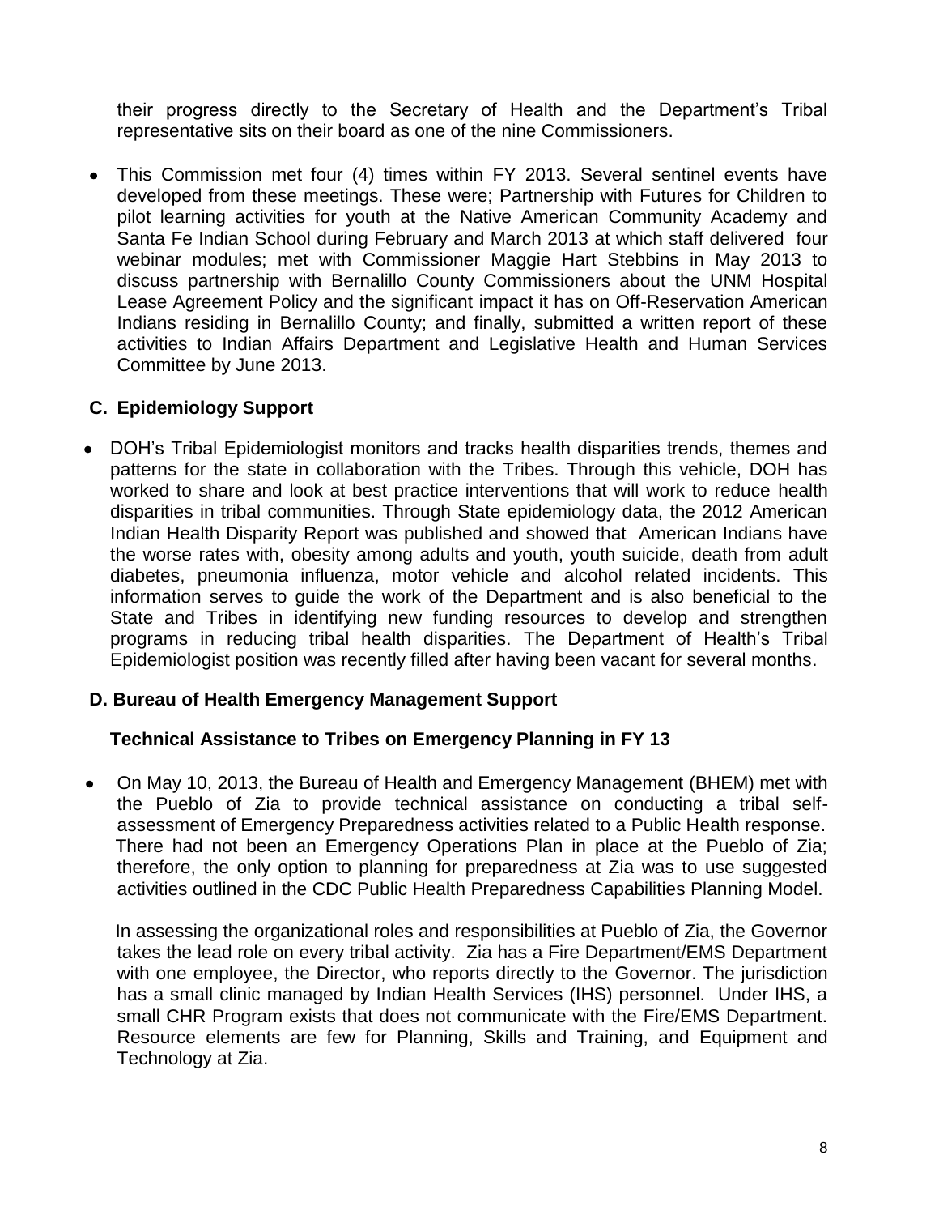their progress directly to the Secretary of Health and the Department's Tribal representative sits on their board as one of the nine Commissioners.

- This Commission met four (4) times within FY 2013. Several sentinel events have developed from these meetings. These were; Partnership with Futures for Children to pilot learning activities for youth at the Native American Community Academy and Santa Fe Indian School during February and March 2013 at which staff delivered four webinar modules; met with Commissioner Maggie Hart Stebbins in May 2013 to discuss partnership with Bernalillo County Commissioners about the UNM Hospital Lease Agreement Policy and the significant impact it has on Off-Reservation American Indians residing in Bernalillo County; and finally, submitted a written report of these activities to Indian Affairs Department and Legislative Health and Human Services Committee by June 2013.

## C. Epidemiology Support

- DOH's Tribal Epidemiologist monitors and tracks health disparities trends, themes and patterns for the state in collaboration with the Tribes. Through this vehicle, DOH has worked to share and look at best practice interventions that will work to reduce health disparities in tribal communities. Through State epidemiology data, the 2012 American Indian Health Disparity Report was published and showed that American Indians have the worse rates with, obesity among adults and youth, youth suicide, death from adult diabetes, pneumonia influenza, motor vehicle and alcohol related incidents. This information serves to guide the work of the Department and is also beneficial to the State and Tribes in identifying new funding resources to develop and strengthen programs in reducing tribal health disparities. The Department of Health's Tribal Epidemiologist position was recently filled after having been vacant for several months.

## D. Bureau of Health Emergency Management Support

### Technical Assistance to Tribes on Emergency Planning in FY 13

- On May 10, 2013, the Bureau of Health and Emergency Management (BHEM) met with the Pueblo of Zia to provide technical assistance on conducting a tribal self-assessment of Emergency Preparedness activities related to a Public Health response. There had not been an Emergency Operations Plan in place at the Pueblo of Zia; therefore, the only option to planning for preparedness at Zia was to use suggested activities outlined in the CDC Public Health Preparedness Capabilities Planning Model.

  In assessing the organizational roles and responsibilities at Pueblo of Zia, the Governor takes the lead role on every tribal activity. Zia has a Fire Department/EMS Department with one employee, the Director, who reports directly to the Governor. The jurisdiction has a small clinic managed by Indian Health Services (IHS) personnel. Under IHS, a small CHR Program exists that does not communicate with the Fire/EMS Department. Resource elements are few for Planning, Skills and Training, and Equipment and Technology at Zia.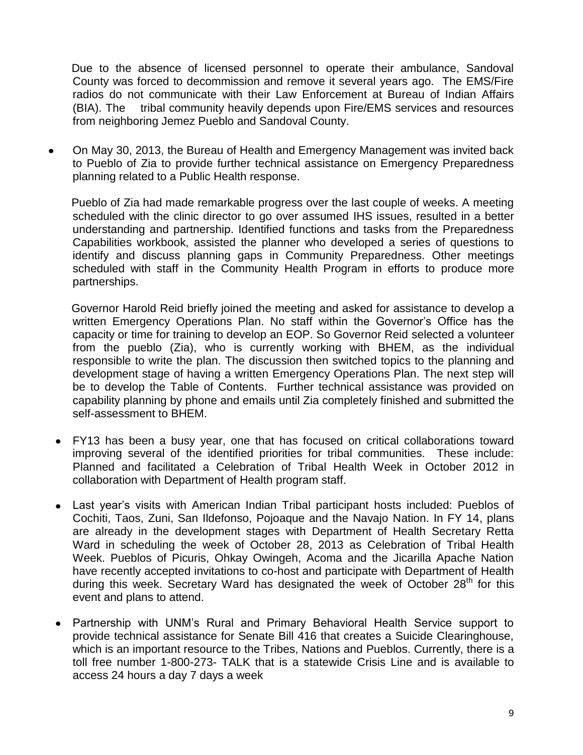Due to the absence of licensed personnel to operate their ambulance, Sandoval County was forced to decommission and remove it several years ago. The EMS/Fire radios do not communicate with their Law Enforcement at Bureau of Indian Affairs (BIA). The tribal community heavily depends upon Fire/EMS services and resources from neighboring Jemez Pueblo and Sandoval County.

- On May 30, 2013, the Bureau of Health and Emergency Management was invited back to Pueblo of Zia to provide further technical assistance on Emergency Preparedness planning related to a Public Health response.

  Pueblo of Zia had made remarkable progress over the last couple of weeks. A meeting scheduled with the clinic director to go over assumed IHS issues, resulted in a better understanding and partnership. Identified functions and tasks from the Preparedness Capabilities workbook, assisted the planner who developed a series of questions to identify and discuss planning gaps in Community Preparedness. Other meetings scheduled with staff in the Community Health Program in efforts to produce more partnerships.

  Governor Harold Reid briefly joined the meeting and asked for assistance to develop a written Emergency Operations Plan. No staff within the Governor's Office has the capacity or time for training to develop an EOP. So Governor Reid selected a volunteer from the pueblo (Zia), who is currently working with BHEM, as the individual responsible to write the plan. The discussion then switched topics to the planning and development stage of having a written Emergency Operations Plan. The next step will be to develop the Table of Contents. Further technical assistance was provided on capability planning by phone and emails until Zia completely finished and submitted the self-assessment to BHEM.

- FY13 has been a busy year, one that has focused on critical collaborations toward improving several of the identified priorities for tribal communities. These include: Planned and facilitated a Celebration of Tribal Health Week in October 2012 in collaboration with Department of Health program staff.

- Last year's visits with American Indian Tribal participant hosts included: Pueblos of Cochiti, Taos, Zuni, San Ildefonso, Pojoaque and the Navajo Nation. In FY 14, plans are already in the development stages with Department of Health Secretary Retta Ward in scheduling the week of October 28, 2013 as Celebration of Tribal Health Week. Pueblos of Picuris, Ohkay Owingeh, Acoma and the Jicarilla Apache Nation have recently accepted invitations to co-host and participate with Department of Health during this week. Secretary Ward has designated the week of October 28th for this event and plans to attend.

- Partnership with UNM's Rural and Primary Behavioral Health Service support to provide technical assistance for Senate Bill 416 that creates a Suicide Clearinghouse, which is an important resource to the Tribes, Nations and Pueblos. Currently, there is a toll free number 1-800-273- TALK that is a statewide Crisis Line and is available to access 24 hours a day 7 days a week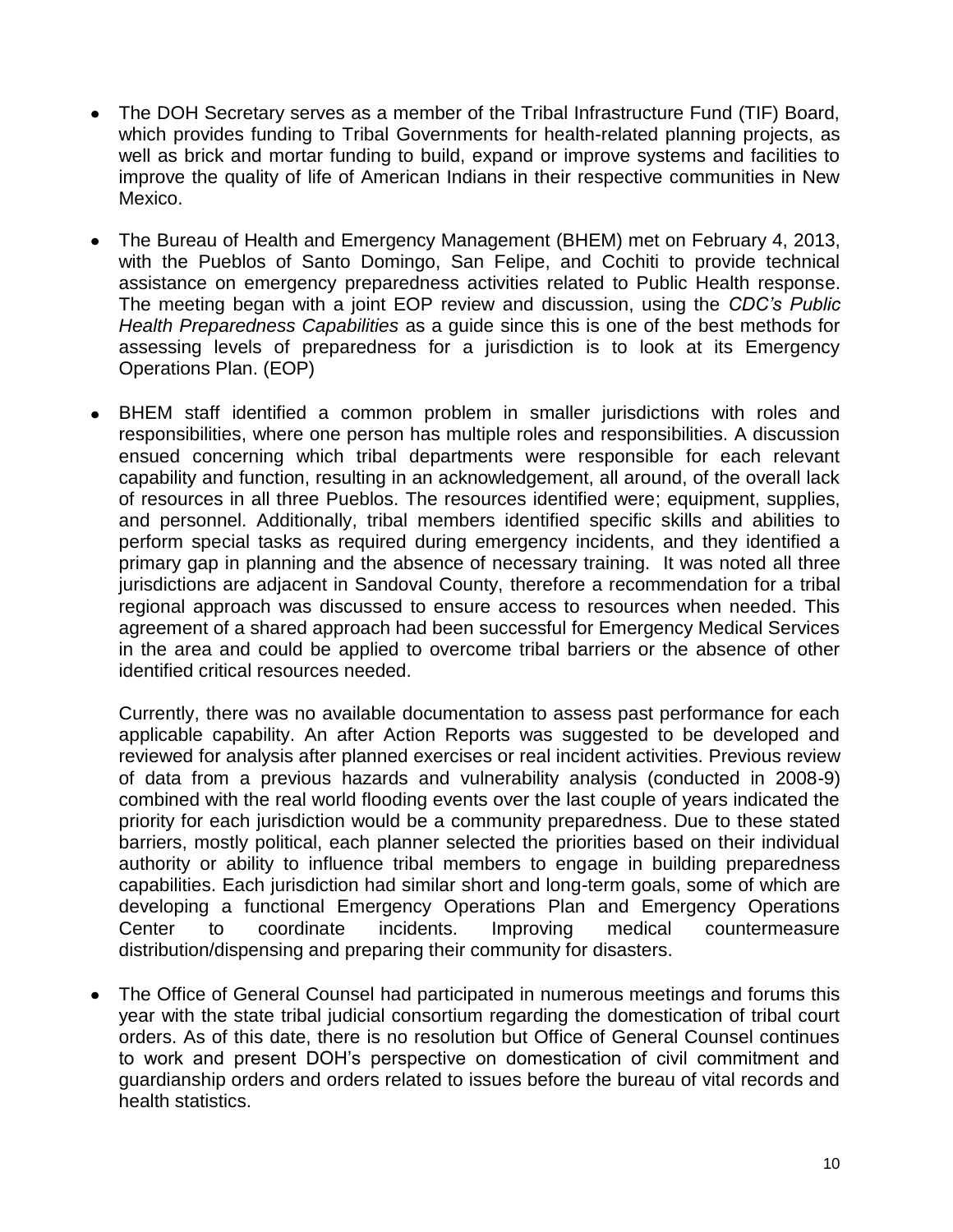- The DOH Secretary serves as a member of the Tribal Infrastructure Fund (TIF) Board, which provides funding to Tribal Governments for health-related planning projects, as well as brick and mortar funding to build, expand or improve systems and facilities to improve the quality of life of American Indians in their respective communities in New Mexico.

- The Bureau of Health and Emergency Management (BHEM) met on February 4, 2013, with the Pueblos of Santo Domingo, San Felipe, and Cochiti to provide technical assistance on emergency preparedness activities related to Public Health response. The meeting began with a joint EOP review and discussion, using the *CDC's Public Health Preparedness Capabilities* as a guide since this is one of the best methods for assessing levels of preparedness for a jurisdiction is to look at its Emergency Operations Plan. (EOP)

- BHEM staff identified a common problem in smaller jurisdictions with roles and responsibilities, where one person has multiple roles and responsibilities. A discussion ensued concerning which tribal departments were responsible for each relevant capability and function, resulting in an acknowledgement, all around, of the overall lack of resources in all three Pueblos. The resources identified were; equipment, supplies, and personnel. Additionally, tribal members identified specific skills and abilities to perform special tasks as required during emergency incidents, and they identified a primary gap in planning and the absence of necessary training. It was noted all three jurisdictions are adjacent in Sandoval County, therefore a recommendation for a tribal regional approach was discussed to ensure access to resources when needed. This agreement of a shared approach had been successful for Emergency Medical Services in the area and could be applied to overcome tribal barriers or the absence of other identified critical resources needed.

  Currently, there was no available documentation to assess past performance for each applicable capability. An after Action Reports was suggested to be developed and reviewed for analysis after planned exercises or real incident activities. Previous review of data from a previous hazards and vulnerability analysis (conducted in 2008-9) combined with the real world flooding events over the last couple of years indicated the priority for each jurisdiction would be a community preparedness. Due to these stated barriers, mostly political, each planner selected the priorities based on their individual authority or ability to influence tribal members to engage in building preparedness capabilities. Each jurisdiction had similar short and long-term goals, some of which are developing a functional Emergency Operations Plan and Emergency Operations Center to coordinate incidents. Improving medical countermeasure distribution/dispensing and preparing their community for disasters.

- The Office of General Counsel had participated in numerous meetings and forums this year with the state tribal judicial consortium regarding the domestication of tribal court orders. As of this date, there is no resolution but Office of General Counsel continues to work and present DOH's perspective on domestication of civil commitment and guardianship orders and orders related to issues before the bureau of vital records and health statistics.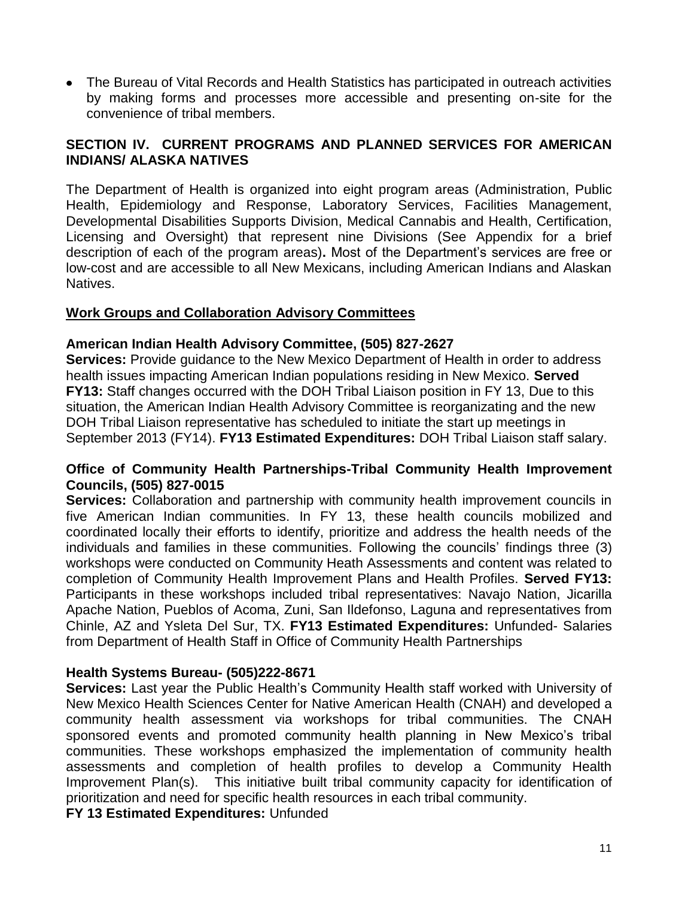- The Bureau of Vital Records and Health Statistics has participated in outreach activities by making forms and processes more accessible and presenting on-site for the convenience of tribal members.

## SECTION IV. CURRENT PROGRAMS AND PLANNED SERVICES FOR AMERICAN INDIANS/ ALASKA NATIVES

The Department of Health is organized into eight program areas (Administration, Public Health, Epidemiology and Response, Laboratory Services, Facilities Management, Developmental Disabilities Supports Division, Medical Cannabis and Health, Certification, Licensing and Oversight) that represent nine Divisions (See Appendix for a brief description of each of the program areas)**.** Most of the Department's services are free or low-cost and are accessible to all New Mexicans, including American Indians and Alaskan Natives.

### Work Groups and Collaboration Advisory Committees

**American Indian Health Advisory Committee, (505) 827-2627**

**Services:** Provide guidance to the New Mexico Department of Health in order to address health issues impacting American Indian populations residing in New Mexico. **Served FY13:** Staff changes occurred with the DOH Tribal Liaison position in FY 13, Due to this situation, the American Indian Health Advisory Committee is reorganizating and the new DOH Tribal Liaison representative has scheduled to initiate the start up meetings in September 2013 (FY14). **FY13 Estimated Expenditures:** DOH Tribal Liaison staff salary.

**Office of Community Health Partnerships-Tribal Community Health Improvement Councils, (505) 827-0015**

**Services:** Collaboration and partnership with community health improvement councils in five American Indian communities. In FY 13, these health councils mobilized and coordinated locally their efforts to identify, prioritize and address the health needs of the individuals and families in these communities. Following the councils' findings three (3) workshops were conducted on Community Heath Assessments and content was related to completion of Community Health Improvement Plans and Health Profiles. **Served FY13:** Participants in these workshops included tribal representatives: Navajo Nation, Jicarilla Apache Nation, Pueblos of Acoma, Zuni, San Ildefonso, Laguna and representatives from Chinle, AZ and Ysleta Del Sur, TX. **FY13 Estimated Expenditures:** Unfunded- Salaries from Department of Health Staff in Office of Community Health Partnerships

**Health Systems Bureau- (505)222-8671**

**Services:** Last year the Public Health's Community Health staff worked with University of New Mexico Health Sciences Center for Native American Health (CNAH) and developed a community health assessment via workshops for tribal communities. The CNAH sponsored events and promoted community health planning in New Mexico's tribal communities. These workshops emphasized the implementation of community health assessments and completion of health profiles to develop a Community Health Improvement Plan(s). This initiative built tribal community capacity for identification of prioritization and need for specific health resources in each tribal community.

**FY 13 Estimated Expenditures:** Unfunded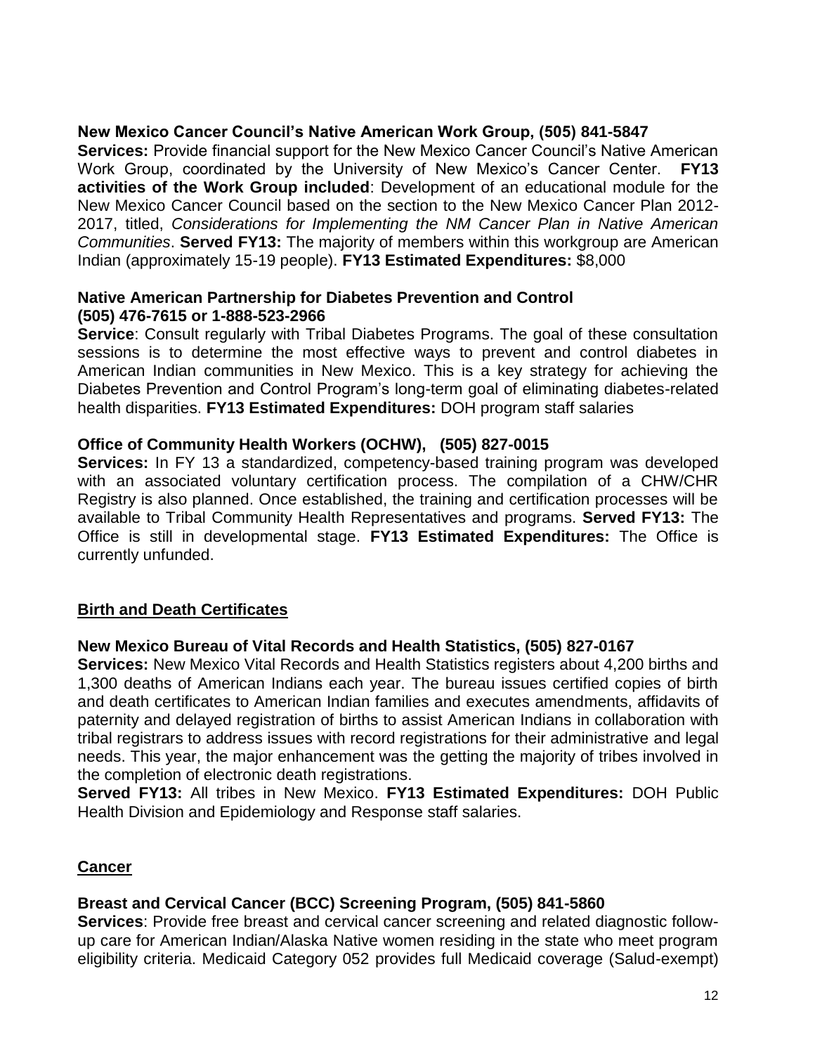**New Mexico Cancer Council's Native American Work Group, (505) 841-5847**
**Services:** Provide financial support for the New Mexico Cancer Council's Native American Work Group, coordinated by the University of New Mexico's Cancer Center. **FY13 activities of the Work Group included**: Development of an educational module for the New Mexico Cancer Council based on the section to the New Mexico Cancer Plan 2012-2017, titled, *Considerations for Implementing the NM Cancer Plan in Native American Communities*. **Served FY13:** The majority of members within this workgroup are American Indian (approximately 15-19 people). **FY13 Estimated Expenditures:** $8,000

**Native American Partnership for Diabetes Prevention and Control**
**(505) 476-7615 or 1-888-523-2966**
**Service**: Consult regularly with Tribal Diabetes Programs. The goal of these consultation sessions is to determine the most effective ways to prevent and control diabetes in American Indian communities in New Mexico. This is a key strategy for achieving the Diabetes Prevention and Control Program's long-term goal of eliminating diabetes-related health disparities. **FY13 Estimated Expenditures:** DOH program staff salaries

**Office of Community Health Workers (OCHW), (505) 827-0015**
**Services:** In FY 13 a standardized, competency-based training program was developed with an associated voluntary certification process. The compilation of a CHW/CHR Registry is also planned. Once established, the training and certification processes will be available to Tribal Community Health Representatives and programs. **Served FY13:** The Office is still in developmental stage. **FY13 Estimated Expenditures:** The Office is currently unfunded.

## Birth and Death Certificates

**New Mexico Bureau of Vital Records and Health Statistics, (505) 827-0167**
**Services:** New Mexico Vital Records and Health Statistics registers about 4,200 births and 1,300 deaths of American Indians each year. The bureau issues certified copies of birth and death certificates to American Indian families and executes amendments, affidavits of paternity and delayed registration of births to assist American Indians in collaboration with tribal registrars to address issues with record registrations for their administrative and legal needs. This year, the major enhancement was the getting the majority of tribes involved in the completion of electronic death registrations.
**Served FY13:** All tribes in New Mexico. **FY13 Estimated Expenditures:** DOH Public Health Division and Epidemiology and Response staff salaries.

## Cancer

**Breast and Cervical Cancer (BCC) Screening Program, (505) 841-5860**
**Services**: Provide free breast and cervical cancer screening and related diagnostic follow-up care for American Indian/Alaska Native women residing in the state who meet program eligibility criteria. Medicaid Category 052 provides full Medicaid coverage (Salud-exempt)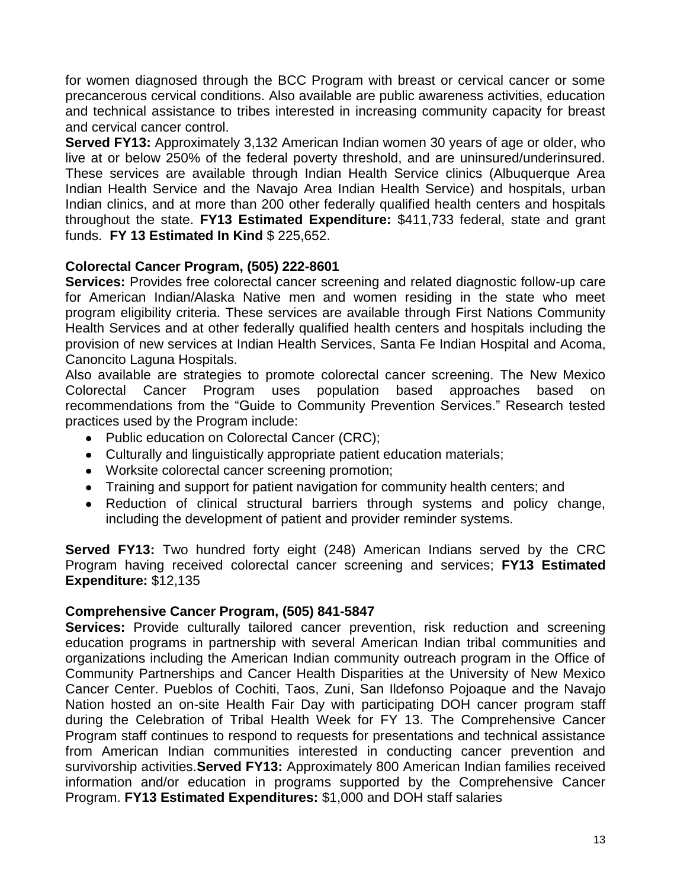for women diagnosed through the BCC Program with breast or cervical cancer or some precancerous cervical conditions. Also available are public awareness activities, education and technical assistance to tribes interested in increasing community capacity for breast and cervical cancer control.

**Served FY13:** Approximately 3,132 American Indian women 30 years of age or older, who live at or below 250% of the federal poverty threshold, and are uninsured/underinsured. These services are available through Indian Health Service clinics (Albuquerque Area Indian Health Service and the Navajo Area Indian Health Service) and hospitals, urban Indian clinics, and at more than 200 other federally qualified health centers and hospitals throughout the state. **FY13 Estimated Expenditure:** $411,733 federal, state and grant funds. **FY 13 Estimated In Kind** $ 225,652.

### Colorectal Cancer Program, (505) 222-8601

**Services:** Provides free colorectal cancer screening and related diagnostic follow-up care for American Indian/Alaska Native men and women residing in the state who meet program eligibility criteria. These services are available through First Nations Community Health Services and at other federally qualified health centers and hospitals including the provision of new services at Indian Health Services, Santa Fe Indian Hospital and Acoma, Canoncito Laguna Hospitals.

Also available are strategies to promote colorectal cancer screening. The New Mexico Colorectal Cancer Program uses population based approaches based on recommendations from the "Guide to Community Prevention Services." Research tested practices used by the Program include:

- Public education on Colorectal Cancer (CRC);
- Culturally and linguistically appropriate patient education materials;
- Worksite colorectal cancer screening promotion;
- Training and support for patient navigation for community health centers; and
- Reduction of clinical structural barriers through systems and policy change, including the development of patient and provider reminder systems.

**Served FY13:** Two hundred forty eight (248) American Indians served by the CRC Program having received colorectal cancer screening and services; **FY13 Estimated Expenditure:** $12,135

### Comprehensive Cancer Program, (505) 841-5847

**Services:** Provide culturally tailored cancer prevention, risk reduction and screening education programs in partnership with several American Indian tribal communities and organizations including the American Indian community outreach program in the Office of Community Partnerships and Cancer Health Disparities at the University of New Mexico Cancer Center. Pueblos of Cochiti, Taos, Zuni, San Ildefonso Pojoaque and the Navajo Nation hosted an on-site Health Fair Day with participating DOH cancer program staff during the Celebration of Tribal Health Week for FY 13. The Comprehensive Cancer Program staff continues to respond to requests for presentations and technical assistance from American Indian communities interested in conducting cancer prevention and survivorship activities.**Served FY13:** Approximately 800 American Indian families received information and/or education in programs supported by the Comprehensive Cancer Program. **FY13 Estimated Expenditures:** $1,000 and DOH staff salaries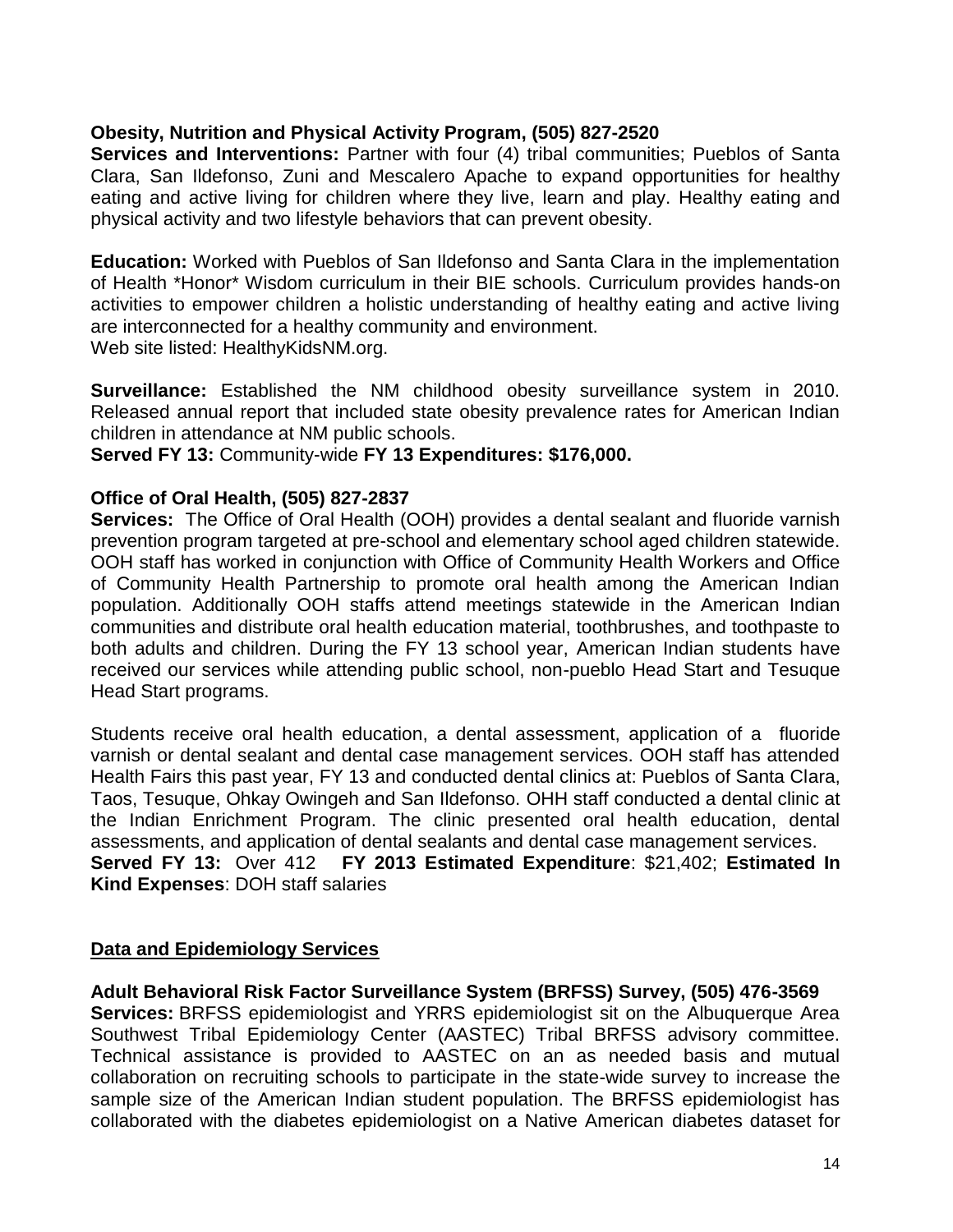**Obesity, Nutrition and Physical Activity Program, (505) 827-2520**
**Services and Interventions:** Partner with four (4) tribal communities; Pueblos of Santa Clara, San Ildefonso, Zuni and Mescalero Apache to expand opportunities for healthy eating and active living for children where they live, learn and play. Healthy eating and physical activity and two lifestyle behaviors that can prevent obesity.

**Education:** Worked with Pueblos of San Ildefonso and Santa Clara in the implementation of Health *Honor* Wisdom curriculum in their BIE schools. Curriculum provides hands-on activities to empower children a holistic understanding of healthy eating and active living are interconnected for a healthy community and environment.
Web site listed: HealthyKidsNM.org.

**Surveillance:** Established the NM childhood obesity surveillance system in 2010. Released annual report that included state obesity prevalence rates for American Indian children in attendance at NM public schools.
**Served FY 13:** Community-wide **FY 13 Expenditures: $176,000.**

**Office of Oral Health, (505) 827-2837**
**Services:** The Office of Oral Health (OOH) provides a dental sealant and fluoride varnish prevention program targeted at pre-school and elementary school aged children statewide. OOH staff has worked in conjunction with Office of Community Health Workers and Office of Community Health Partnership to promote oral health among the American Indian population. Additionally OOH staffs attend meetings statewide in the American Indian communities and distribute oral health education material, toothbrushes, and toothpaste to both adults and children. During the FY 13 school year, American Indian students have received our services while attending public school, non-pueblo Head Start and Tesuque Head Start programs.

Students receive oral health education, a dental assessment, application of a fluoride varnish or dental sealant and dental case management services. OOH staff has attended Health Fairs this past year, FY 13 and conducted dental clinics at: Pueblos of Santa Clara, Taos, Tesuque, Ohkay Owingeh and San Ildefonso. OHH staff conducted a dental clinic at the Indian Enrichment Program. The clinic presented oral health education, dental assessments, and application of dental sealants and dental case management services.
**Served FY 13:** Over 412 **FY 2013 Estimated Expenditure**: $21,402; **Estimated In Kind Expenses**: DOH staff salaries

## Data and Epidemiology Services

**Adult Behavioral Risk Factor Surveillance System (BRFSS) Survey, (505) 476-3569**
**Services:** BRFSS epidemiologist and YRRS epidemiologist sit on the Albuquerque Area Southwest Tribal Epidemiology Center (AASTEC) Tribal BRFSS advisory committee. Technical assistance is provided to AASTEC on an as needed basis and mutual collaboration on recruiting schools to participate in the state-wide survey to increase the sample size of the American Indian student population. The BRFSS epidemiologist has collaborated with the diabetes epidemiologist on a Native American diabetes dataset for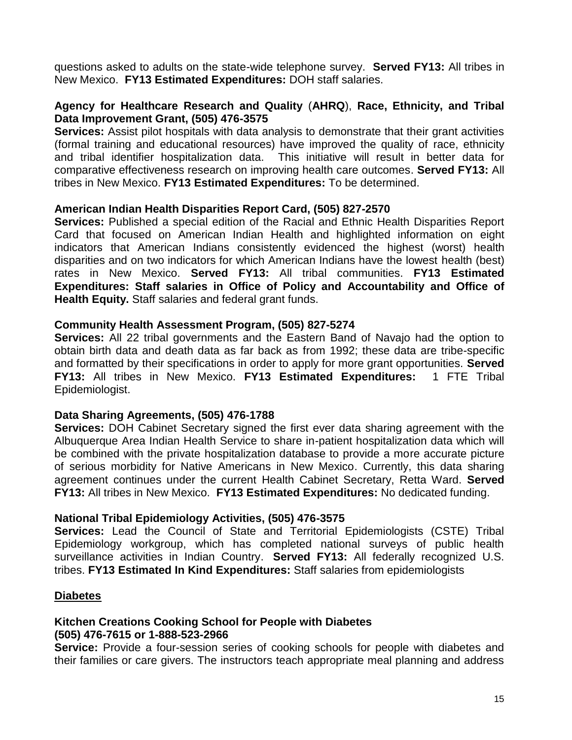questions asked to adults on the state-wide telephone survey. **Served FY13:** All tribes in New Mexico. **FY13 Estimated Expenditures:** DOH staff salaries.

**Agency for Healthcare Research and Quality** (**AHRQ**), **Race, Ethnicity, and Tribal Data Improvement Grant, (505) 476-3575**

**Services:** Assist pilot hospitals with data analysis to demonstrate that their grant activities (formal training and educational resources) have improved the quality of race, ethnicity and tribal identifier hospitalization data. This initiative will result in better data for comparative effectiveness research on improving health care outcomes. **Served FY13:** All tribes in New Mexico. **FY13 Estimated Expenditures:** To be determined.

**American Indian Health Disparities Report Card, (505) 827-2570**

**Services:** Published a special edition of the Racial and Ethnic Health Disparities Report Card that focused on American Indian Health and highlighted information on eight indicators that American Indians consistently evidenced the highest (worst) health disparities and on two indicators for which American Indians have the lowest health (best) rates in New Mexico. **Served FY13:** All tribal communities. **FY13 Estimated Expenditures: Staff salaries in Office of Policy and Accountability and Office of Health Equity.** Staff salaries and federal grant funds.

**Community Health Assessment Program, (505) 827-5274**

**Services:** All 22 tribal governments and the Eastern Band of Navajo had the option to obtain birth data and death data as far back as from 1992; these data are tribe-specific and formatted by their specifications in order to apply for more grant opportunities. **Served FY13:** All tribes in New Mexico. **FY13 Estimated Expenditures:** 1 FTE Tribal Epidemiologist.

**Data Sharing Agreements, (505) 476-1788**

**Services:** DOH Cabinet Secretary signed the first ever data sharing agreement with the Albuquerque Area Indian Health Service to share in-patient hospitalization data which will be combined with the private hospitalization database to provide a more accurate picture of serious morbidity for Native Americans in New Mexico. Currently, this data sharing agreement continues under the current Health Cabinet Secretary, Retta Ward. **Served FY13:** All tribes in New Mexico. **FY13 Estimated Expenditures:** No dedicated funding.

**National Tribal Epidemiology Activities, (505) 476-3575**

**Services:** Lead the Council of State and Territorial Epidemiologists (CSTE) Tribal Epidemiology workgroup, which has completed national surveys of public health surveillance activities in Indian Country. **Served FY13:** All federally recognized U.S. tribes. **FY13 Estimated In Kind Expenditures:** Staff salaries from epidemiologists

## Diabetes

**Kitchen Creations Cooking School for People with Diabetes**
**(505) 476-7615 or 1-888-523-2966**

**Service:** Provide a four-session series of cooking schools for people with diabetes and their families or care givers. The instructors teach appropriate meal planning and address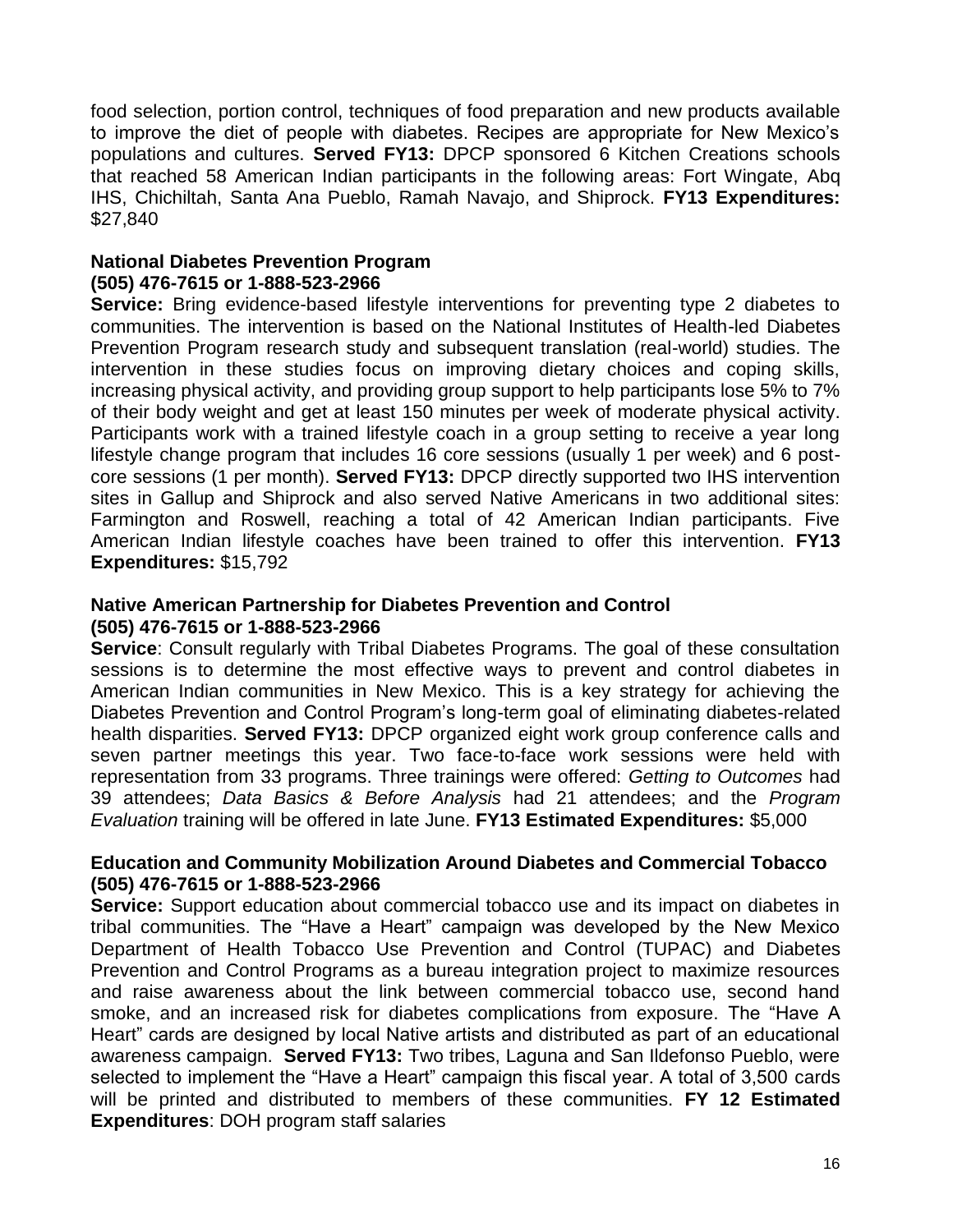food selection, portion control, techniques of food preparation and new products available to improve the diet of people with diabetes. Recipes are appropriate for New Mexico's populations and cultures. **Served FY13:** DPCP sponsored 6 Kitchen Creations schools that reached 58 American Indian participants in the following areas: Fort Wingate, Abq IHS, Chichiltah, Santa Ana Pueblo, Ramah Navajo, and Shiprock. **FY13 Expenditures:** $27,840

**National Diabetes Prevention Program**
**(505) 476-7615 or 1-888-523-2966**

**Service:** Bring evidence-based lifestyle interventions for preventing type 2 diabetes to communities. The intervention is based on the National Institutes of Health-led Diabetes Prevention Program research study and subsequent translation (real-world) studies. The intervention in these studies focus on improving dietary choices and coping skills, increasing physical activity, and providing group support to help participants lose 5% to 7% of their body weight and get at least 150 minutes per week of moderate physical activity. Participants work with a trained lifestyle coach in a group setting to receive a year long lifestyle change program that includes 16 core sessions (usually 1 per week) and 6 post-core sessions (1 per month). **Served FY13:** DPCP directly supported two IHS intervention sites in Gallup and Shiprock and also served Native Americans in two additional sites: Farmington and Roswell, reaching a total of 42 American Indian participants. Five American Indian lifestyle coaches have been trained to offer this intervention. **FY13 Expenditures:** $15,792

**Native American Partnership for Diabetes Prevention and Control**
**(505) 476-7615 or 1-888-523-2966**

**Service**: Consult regularly with Tribal Diabetes Programs. The goal of these consultation sessions is to determine the most effective ways to prevent and control diabetes in American Indian communities in New Mexico. This is a key strategy for achieving the Diabetes Prevention and Control Program's long-term goal of eliminating diabetes-related health disparities. **Served FY13:** DPCP organized eight work group conference calls and seven partner meetings this year. Two face-to-face work sessions were held with representation from 33 programs. Three trainings were offered: *Getting to Outcomes* had 39 attendees; *Data Basics & Before Analysis* had 21 attendees; and the *Program Evaluation* training will be offered in late June. **FY13 Estimated Expenditures:** $5,000

**Education and Community Mobilization Around Diabetes and Commercial Tobacco**
**(505) 476-7615 or 1-888-523-2966**

**Service:** Support education about commercial tobacco use and its impact on diabetes in tribal communities. The "Have a Heart" campaign was developed by the New Mexico Department of Health Tobacco Use Prevention and Control (TUPAC) and Diabetes Prevention and Control Programs as a bureau integration project to maximize resources and raise awareness about the link between commercial tobacco use, second hand smoke, and an increased risk for diabetes complications from exposure. The "Have A Heart" cards are designed by local Native artists and distributed as part of an educational awareness campaign. **Served FY13:** Two tribes, Laguna and San Ildefonso Pueblo, were selected to implement the "Have a Heart" campaign this fiscal year. A total of 3,500 cards will be printed and distributed to members of these communities. **FY 12 Estimated Expenditures**: DOH program staff salaries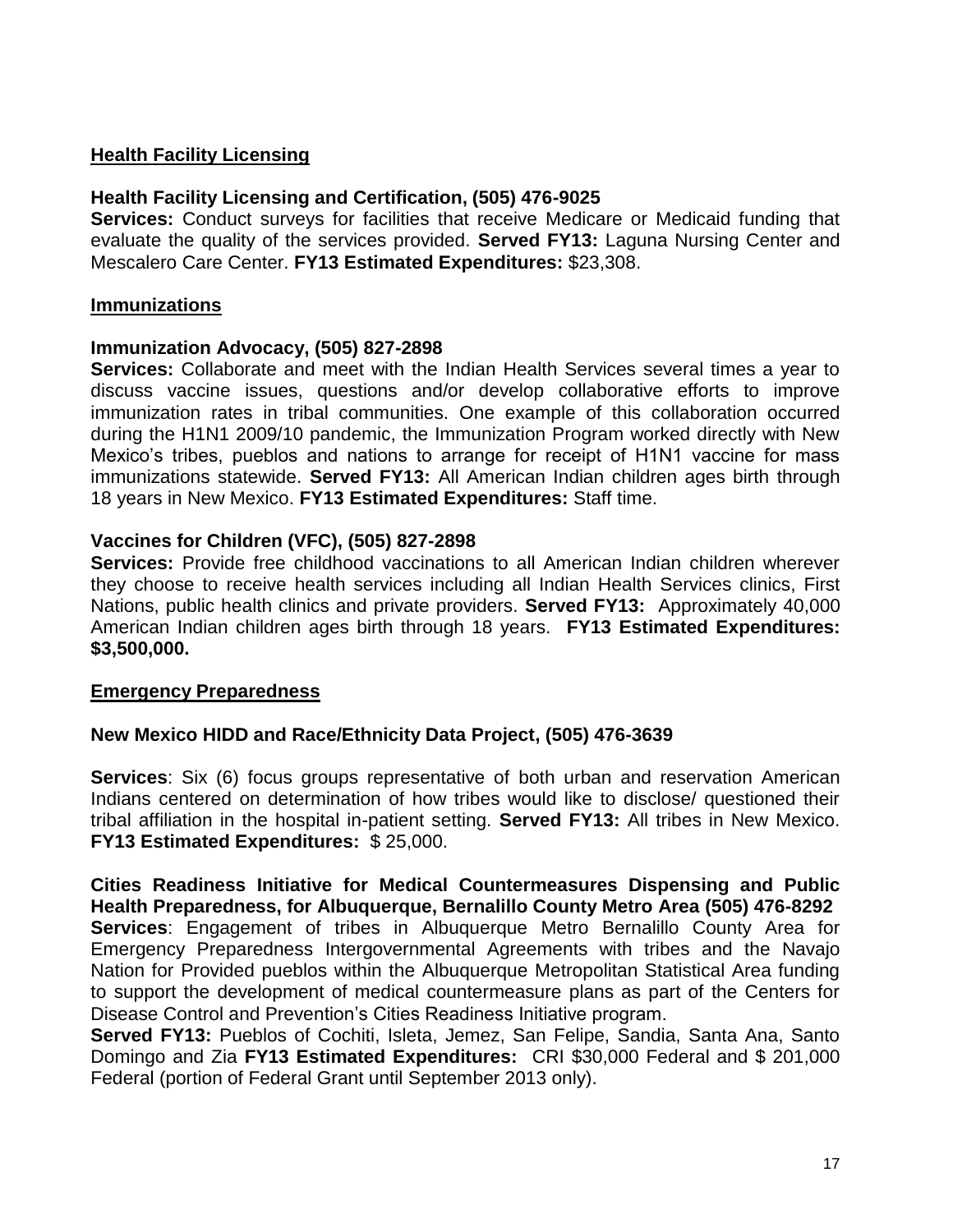## Health Facility Licensing

### Health Facility Licensing and Certification, (505) 476-9025

**Services:** Conduct surveys for facilities that receive Medicare or Medicaid funding that evaluate the quality of the services provided. **Served FY13:** Laguna Nursing Center and Mescalero Care Center. **FY13 Estimated Expenditures:** $23,308.

## Immunizations

### Immunization Advocacy, (505) 827-2898

**Services:** Collaborate and meet with the Indian Health Services several times a year to discuss vaccine issues, questions and/or develop collaborative efforts to improve immunization rates in tribal communities. One example of this collaboration occurred during the H1N1 2009/10 pandemic, the Immunization Program worked directly with New Mexico's tribes, pueblos and nations to arrange for receipt of H1N1 vaccine for mass immunizations statewide. **Served FY13:** All American Indian children ages birth through 18 years in New Mexico. **FY13 Estimated Expenditures:** Staff time.

### Vaccines for Children (VFC), (505) 827-2898

**Services:** Provide free childhood vaccinations to all American Indian children wherever they choose to receive health services including all Indian Health Services clinics, First Nations, public health clinics and private providers. **Served FY13:** Approximately 40,000 American Indian children ages birth through 18 years. **FY13 Estimated Expenditures: $3,500,000.**

## Emergency Preparedness

### New Mexico HIDD and Race/Ethnicity Data Project, (505) 476-3639

**Services**: Six (6) focus groups representative of both urban and reservation American Indians centered on determination of how tribes would like to disclose/ questioned their tribal affiliation in the hospital in-patient setting. **Served FY13:** All tribes in New Mexico. **FY13 Estimated Expenditures:** $ 25,000.

### Cities Readiness Initiative for Medical Countermeasures Dispensing and Public Health Preparedness, for Albuquerque, Bernalillo County Metro Area (505) 476-8292

**Services**: Engagement of tribes in Albuquerque Metro Bernalillo County Area for Emergency Preparedness Intergovernmental Agreements with tribes and the Navajo Nation for Provided pueblos within the Albuquerque Metropolitan Statistical Area funding to support the development of medical countermeasure plans as part of the Centers for Disease Control and Prevention's Cities Readiness Initiative program.

**Served FY13:** Pueblos of Cochiti, Isleta, Jemez, San Felipe, Sandia, Santa Ana, Santo Domingo and Zia **FY13 Estimated Expenditures:** CRI $30,000 Federal and $ 201,000 Federal (portion of Federal Grant until September 2013 only).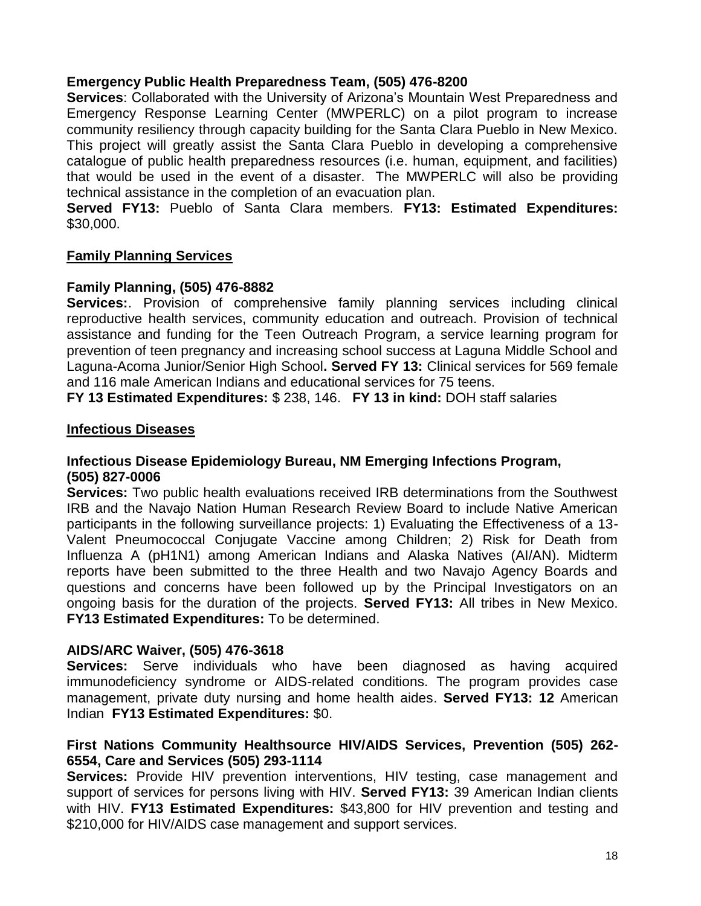**Emergency Public Health Preparedness Team, (505) 476-8200**

**Services**: Collaborated with the University of Arizona's Mountain West Preparedness and Emergency Response Learning Center (MWPERLC) on a pilot program to increase community resiliency through capacity building for the Santa Clara Pueblo in New Mexico. This project will greatly assist the Santa Clara Pueblo in developing a comprehensive catalogue of public health preparedness resources (i.e. human, equipment, and facilities) that would be used in the event of a disaster. The MWPERLC will also be providing technical assistance in the completion of an evacuation plan.

**Served FY13:** Pueblo of Santa Clara members. **FY13: Estimated Expenditures:** $30,000.

## Family Planning Services

**Family Planning, (505) 476-8882**

**Services:**. Provision of comprehensive family planning services including clinical reproductive health services, community education and outreach. Provision of technical assistance and funding for the Teen Outreach Program, a service learning program for prevention of teen pregnancy and increasing school success at Laguna Middle School and Laguna-Acoma Junior/Senior High School**. Served FY 13:** Clinical services for 569 female and 116 male American Indians and educational services for 75 teens.

**FY 13 Estimated Expenditures:** $ 238, 146. **FY 13 in kind:** DOH staff salaries

## Infectious Diseases

**Infectious Disease Epidemiology Bureau, NM Emerging Infections Program, (505) 827-0006**

**Services:** Two public health evaluations received IRB determinations from the Southwest IRB and the Navajo Nation Human Research Review Board to include Native American participants in the following surveillance projects: 1) Evaluating the Effectiveness of a 13-Valent Pneumococcal Conjugate Vaccine among Children; 2) Risk for Death from Influenza A (pH1N1) among American Indians and Alaska Natives (AI/AN). Midterm reports have been submitted to the three Health and two Navajo Agency Boards and questions and concerns have been followed up by the Principal Investigators on an ongoing basis for the duration of the projects. **Served FY13:** All tribes in New Mexico. **FY13 Estimated Expenditures:** To be determined.

**AIDS/ARC Waiver, (505) 476-3618**

**Services:** Serve individuals who have been diagnosed as having acquired immunodeficiency syndrome or AIDS-related conditions. The program provides case management, private duty nursing and home health aides. **Served FY13: 12** American Indian **FY13 Estimated Expenditures:** $0.

**First Nations Community Healthsource HIV/AIDS Services, Prevention (505) 262-6554, Care and Services (505) 293-1114**

**Services:** Provide HIV prevention interventions, HIV testing, case management and support of services for persons living with HIV. **Served FY13:** 39 American Indian clients with HIV. **FY13 Estimated Expenditures:** $43,800 for HIV prevention and testing and $210,000 for HIV/AIDS case management and support services.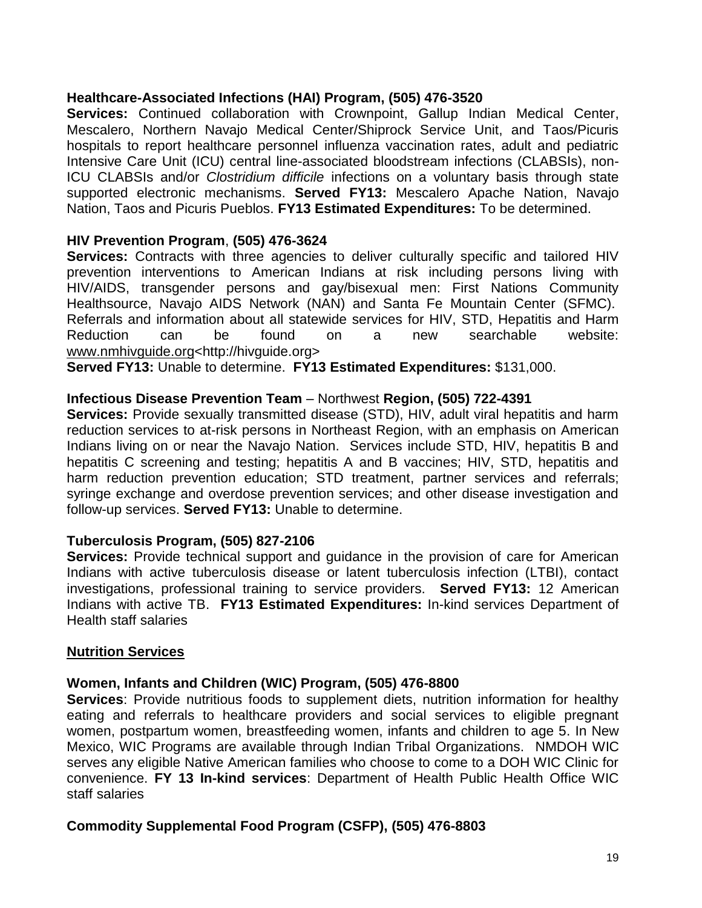**Healthcare-Associated Infections (HAI) Program, (505) 476-3520**
**Services:** Continued collaboration with Crownpoint, Gallup Indian Medical Center, Mescalero, Northern Navajo Medical Center/Shiprock Service Unit, and Taos/Picuris hospitals to report healthcare personnel influenza vaccination rates, adult and pediatric Intensive Care Unit (ICU) central line-associated bloodstream infections (CLABSIs), non-ICU CLABSIs and/or *Clostridium difficile* infections on a voluntary basis through state supported electronic mechanisms. **Served FY13:** Mescalero Apache Nation, Navajo Nation, Taos and Picuris Pueblos. **FY13 Estimated Expenditures:** To be determined.

**HIV Prevention Program**, **(505) 476-3624**
**Services:** Contracts with three agencies to deliver culturally specific and tailored HIV prevention interventions to American Indians at risk including persons living with HIV/AIDS, transgender persons and gay/bisexual men: First Nations Community Healthsource, Navajo AIDS Network (NAN) and Santa Fe Mountain Center (SFMC). Referrals and information about all statewide services for HIV, STD, Hepatitis and Harm Reduction can be found on a new searchable website: www.nmhivguide.org<http://hivguide.org>
**Served FY13:** Unable to determine. **FY13 Estimated Expenditures:** $131,000.

**Infectious Disease Prevention Team** – Northwest **Region, (505) 722-4391**
**Services:** Provide sexually transmitted disease (STD), HIV, adult viral hepatitis and harm reduction services to at-risk persons in Northeast Region, with an emphasis on American Indians living on or near the Navajo Nation. Services include STD, HIV, hepatitis B and hepatitis C screening and testing; hepatitis A and B vaccines; HIV, STD, hepatitis and harm reduction prevention education; STD treatment, partner services and referrals; syringe exchange and overdose prevention services; and other disease investigation and follow-up services. **Served FY13:** Unable to determine.

**Tuberculosis Program, (505) 827-2106**
**Services:** Provide technical support and guidance in the provision of care for American Indians with active tuberculosis disease or latent tuberculosis infection (LTBI), contact investigations, professional training to service providers. **Served FY13:** 12 American Indians with active TB. **FY13 Estimated Expenditures:** In-kind services Department of Health staff salaries

## Nutrition Services

**Women, Infants and Children (WIC) Program, (505) 476-8800**
**Services**: Provide nutritious foods to supplement diets, nutrition information for healthy eating and referrals to healthcare providers and social services to eligible pregnant women, postpartum women, breastfeeding women, infants and children to age 5. In New Mexico, WIC Programs are available through Indian Tribal Organizations. NMDOH WIC serves any eligible Native American families who choose to come to a DOH WIC Clinic for convenience. **FY 13 In-kind services**: Department of Health Public Health Office WIC staff salaries

**Commodity Supplemental Food Program (CSFP), (505) 476-8803**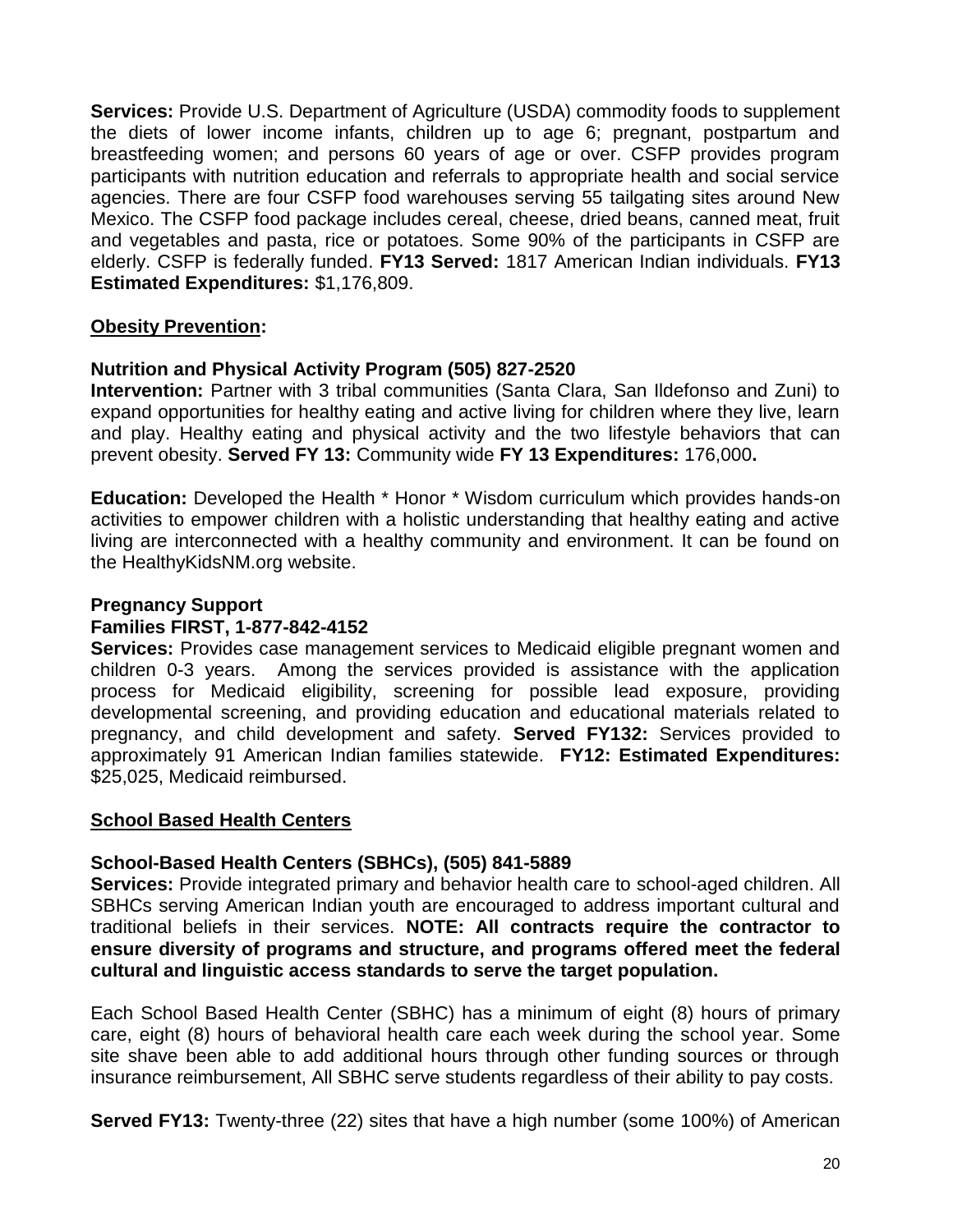**Services:** Provide U.S. Department of Agriculture (USDA) commodity foods to supplement the diets of lower income infants, children up to age 6; pregnant, postpartum and breastfeeding women; and persons 60 years of age or over. CSFP provides program participants with nutrition education and referrals to appropriate health and social service agencies. There are four CSFP food warehouses serving 55 tailgating sites around New Mexico. The CSFP food package includes cereal, cheese, dried beans, canned meat, fruit and vegetables and pasta, rice or potatoes. Some 90% of the participants in CSFP are elderly. CSFP is federally funded. **FY13 Served:** 1817 American Indian individuals. **FY13 Estimated Expenditures:** $1,176,809.

**Obesity Prevention:**

**Nutrition and Physical Activity Program (505) 827-2520**
**Intervention:** Partner with 3 tribal communities (Santa Clara, San Ildefonso and Zuni) to expand opportunities for healthy eating and active living for children where they live, learn and play. Healthy eating and physical activity and the two lifestyle behaviors that can prevent obesity. **Served FY 13:** Community wide **FY 13 Expenditures:** 176,000**.**

**Education:** Developed the Health * Honor * Wisdom curriculum which provides hands-on activities to empower children with a holistic understanding that healthy eating and active living are interconnected with a healthy community and environment. It can be found on the HealthyKidsNM.org website.

**Pregnancy Support**
**Families FIRST, 1-877-842-4152**
**Services:** Provides case management services to Medicaid eligible pregnant women and children 0-3 years. Among the services provided is assistance with the application process for Medicaid eligibility, screening for possible lead exposure, providing developmental screening, and providing education and educational materials related to pregnancy, and child development and safety. **Served FY132:** Services provided to approximately 91 American Indian families statewide. **FY12: Estimated Expenditures:** $25,025, Medicaid reimbursed.

**School Based Health Centers**

**School-Based Health Centers (SBHCs), (505) 841-5889**
**Services:** Provide integrated primary and behavior health care to school-aged children. All SBHCs serving American Indian youth are encouraged to address important cultural and traditional beliefs in their services. **NOTE: All contracts require the contractor to ensure diversity of programs and structure, and programs offered meet the federal cultural and linguistic access standards to serve the target population.**

Each School Based Health Center (SBHC) has a minimum of eight (8) hours of primary care, eight (8) hours of behavioral health care each week during the school year. Some site shave been able to add additional hours through other funding sources or through insurance reimbursement, All SBHC serve students regardless of their ability to pay costs.

**Served FY13:** Twenty-three (22) sites that have a high number (some 100%) of American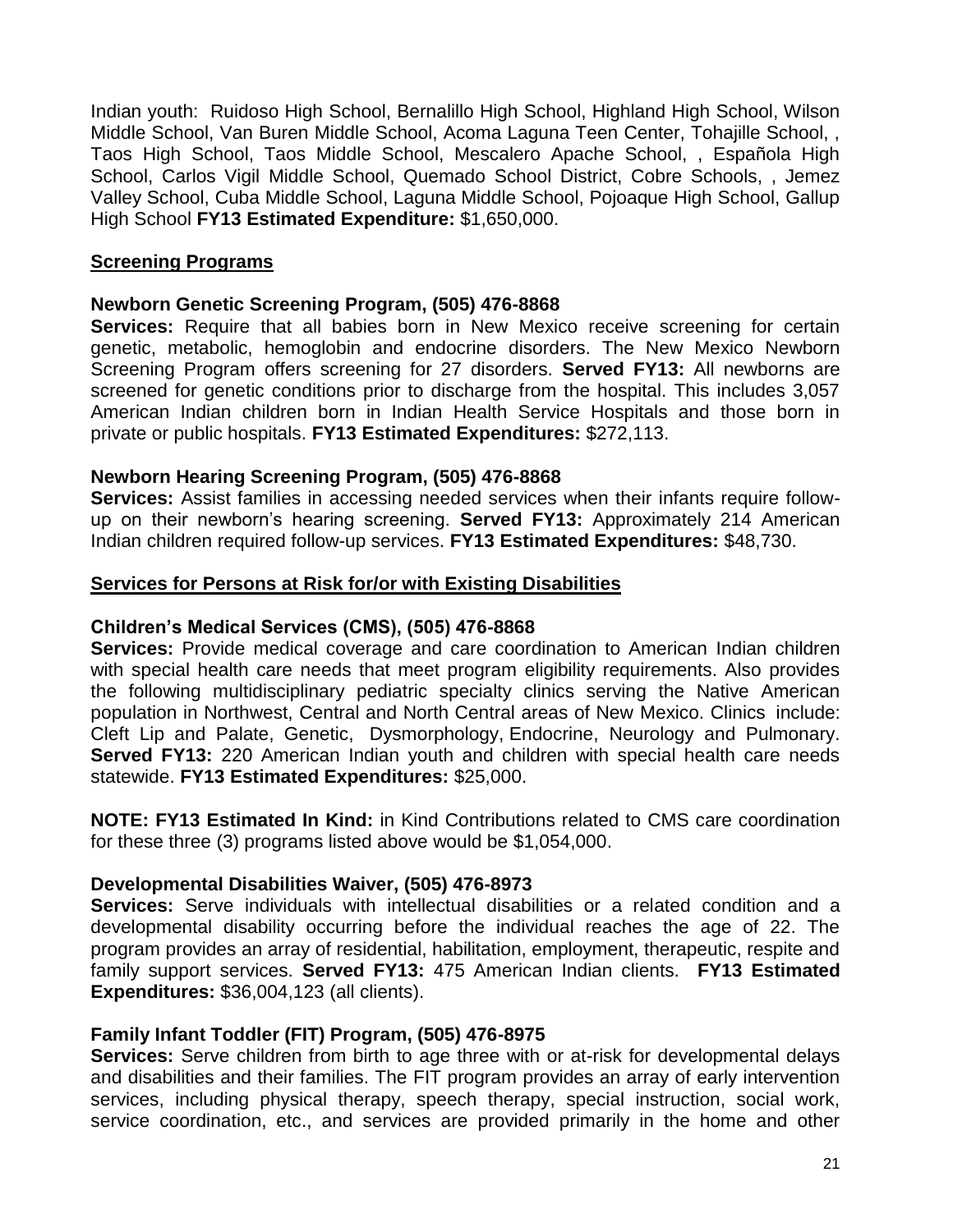Indian youth: Ruidoso High School, Bernalillo High School, Highland High School, Wilson Middle School, Van Buren Middle School, Acoma Laguna Teen Center, Tohajille School, , Taos High School, Taos Middle School, Mescalero Apache School, , Española High School, Carlos Vigil Middle School, Quemado School District, Cobre Schools, , Jemez Valley School, Cuba Middle School, Laguna Middle School, Pojoaque High School, Gallup High School **FY13 Estimated Expenditure:** $1,650,000.

## Screening Programs

### Newborn Genetic Screening Program, (505) 476-8868

**Services:** Require that all babies born in New Mexico receive screening for certain genetic, metabolic, hemoglobin and endocrine disorders. The New Mexico Newborn Screening Program offers screening for 27 disorders. **Served FY13:** All newborns are screened for genetic conditions prior to discharge from the hospital. This includes 3,057 American Indian children born in Indian Health Service Hospitals and those born in private or public hospitals. **FY13 Estimated Expenditures:** $272,113.

### Newborn Hearing Screening Program, (505) 476-8868

**Services:** Assist families in accessing needed services when their infants require follow-up on their newborn's hearing screening. **Served FY13:** Approximately 214 American Indian children required follow-up services. **FY13 Estimated Expenditures:** $48,730.

## Services for Persons at Risk for/or with Existing Disabilities

### Children's Medical Services (CMS), (505) 476-8868

**Services:** Provide medical coverage and care coordination to American Indian children with special health care needs that meet program eligibility requirements. Also provides the following multidisciplinary pediatric specialty clinics serving the Native American population in Northwest, Central and North Central areas of New Mexico. Clinics include: Cleft Lip and Palate, Genetic, Dysmorphology, Endocrine, Neurology and Pulmonary. **Served FY13:** 220 American Indian youth and children with special health care needs statewide. **FY13 Estimated Expenditures:** $25,000.

**NOTE: FY13 Estimated In Kind:** in Kind Contributions related to CMS care coordination for these three (3) programs listed above would be $1,054,000.

### Developmental Disabilities Waiver, (505) 476-8973

**Services:** Serve individuals with intellectual disabilities or a related condition and a developmental disability occurring before the individual reaches the age of 22. The program provides an array of residential, habilitation, employment, therapeutic, respite and family support services. **Served FY13:** 475 American Indian clients. **FY13 Estimated Expenditures:** $36,004,123 (all clients).

### Family Infant Toddler (FIT) Program, (505) 476-8975

**Services:** Serve children from birth to age three with or at-risk for developmental delays and disabilities and their families. The FIT program provides an array of early intervention services, including physical therapy, speech therapy, special instruction, social work, service coordination, etc., and services are provided primarily in the home and other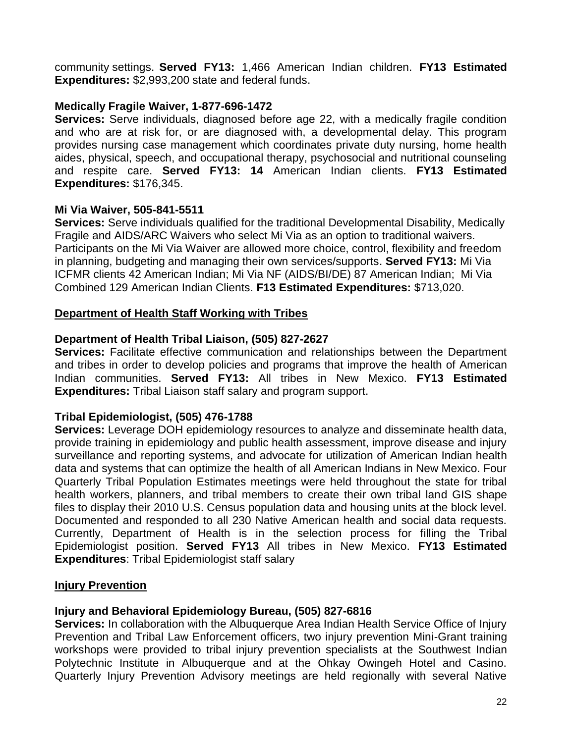community settings. **Served FY13:** 1,466 American Indian children. **FY13 Estimated Expenditures:** $2,993,200 state and federal funds.

**Medically Fragile Waiver, 1-877-696-1472**
**Services:** Serve individuals, diagnosed before age 22, with a medically fragile condition and who are at risk for, or are diagnosed with, a developmental delay. This program provides nursing case management which coordinates private duty nursing, home health aides, physical, speech, and occupational therapy, psychosocial and nutritional counseling and respite care. **Served FY13: 14** American Indian clients. **FY13 Estimated Expenditures:** $176,345.

**Mi Via Waiver, 505-841-5511**
**Services:** Serve individuals qualified for the traditional Developmental Disability, Medically Fragile and AIDS/ARC Waivers who select Mi Via as an option to traditional waivers. Participants on the Mi Via Waiver are allowed more choice, control, flexibility and freedom in planning, budgeting and managing their own services/supports. **Served FY13:** Mi Via ICFMR clients 42 American Indian; Mi Via NF (AIDS/BI/DE) 87 American Indian; Mi Via Combined 129 American Indian Clients. **F13 Estimated Expenditures:** $713,020.

## Department of Health Staff Working with Tribes

**Department of Health Tribal Liaison, (505) 827-2627**
**Services:** Facilitate effective communication and relationships between the Department and tribes in order to develop policies and programs that improve the health of American Indian communities. **Served FY13:** All tribes in New Mexico. **FY13 Estimated Expenditures:** Tribal Liaison staff salary and program support.

**Tribal Epidemiologist, (505) 476-1788**
**Services:** Leverage DOH epidemiology resources to analyze and disseminate health data, provide training in epidemiology and public health assessment, improve disease and injury surveillance and reporting systems, and advocate for utilization of American Indian health data and systems that can optimize the health of all American Indians in New Mexico. Four Quarterly Tribal Population Estimates meetings were held throughout the state for tribal health workers, planners, and tribal members to create their own tribal land GIS shape files to display their 2010 U.S. Census population data and housing units at the block level. Documented and responded to all 230 Native American health and social data requests. Currently, Department of Health is in the selection process for filling the Tribal Epidemiologist position. **Served FY13** All tribes in New Mexico. **FY13 Estimated Expenditures**: Tribal Epidemiologist staff salary

## Injury Prevention

**Injury and Behavioral Epidemiology Bureau, (505) 827-6816**
**Services:** In collaboration with the Albuquerque Area Indian Health Service Office of Injury Prevention and Tribal Law Enforcement officers, two injury prevention Mini-Grant training workshops were provided to tribal injury prevention specialists at the Southwest Indian Polytechnic Institute in Albuquerque and at the Ohkay Owingeh Hotel and Casino. Quarterly Injury Prevention Advisory meetings are held regionally with several Native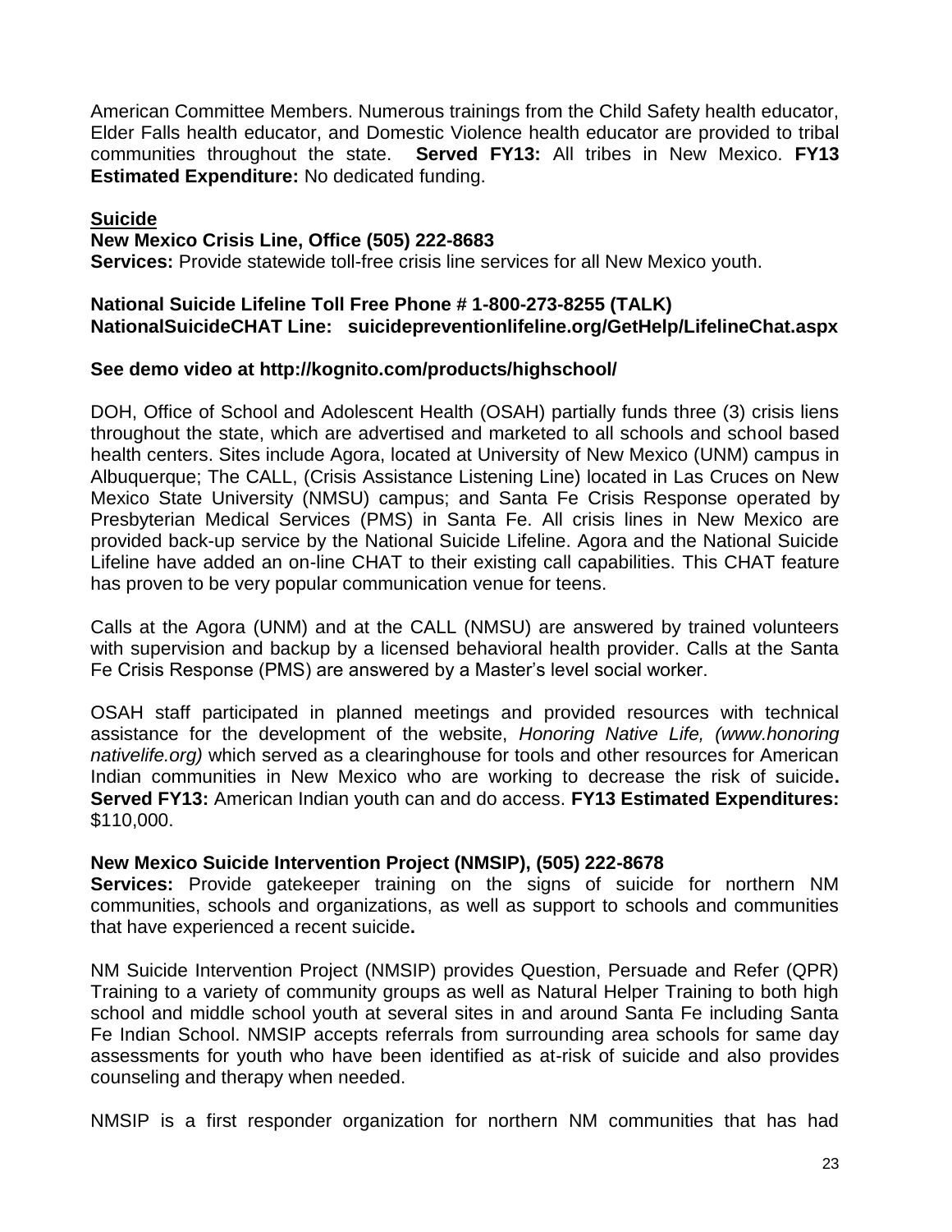American Committee Members. Numerous trainings from the Child Safety health educator, Elder Falls health educator, and Domestic Violence health educator are provided to tribal communities throughout the state. **Served FY13:** All tribes in New Mexico. **FY13 Estimated Expenditure:** No dedicated funding.

## Suicide

**New Mexico Crisis Line, Office (505) 222-8683**
**Services:** Provide statewide toll-free crisis line services for all New Mexico youth.

**National Suicide Lifeline Toll Free Phone # 1-800-273-8255 (TALK)**
**NationalSuicideCHAT Line: suicidepreventionlifeline.org/GetHelp/LifelineChat.aspx**

**See demo video at http://kognito.com/products/highschool/**

DOH, Office of School and Adolescent Health (OSAH) partially funds three (3) crisis liens throughout the state, which are advertised and marketed to all schools and school based health centers. Sites include Agora, located at University of New Mexico (UNM) campus in Albuquerque; The CALL, (Crisis Assistance Listening Line) located in Las Cruces on New Mexico State University (NMSU) campus; and Santa Fe Crisis Response operated by Presbyterian Medical Services (PMS) in Santa Fe. All crisis lines in New Mexico are provided back-up service by the National Suicide Lifeline. Agora and the National Suicide Lifeline have added an on-line CHAT to their existing call capabilities. This CHAT feature has proven to be very popular communication venue for teens.

Calls at the Agora (UNM) and at the CALL (NMSU) are answered by trained volunteers with supervision and backup by a licensed behavioral health provider. Calls at the Santa Fe Crisis Response (PMS) are answered by a Master's level social worker.

OSAH staff participated in planned meetings and provided resources with technical assistance for the development of the website, *Honoring Native Life, (www.honoring nativelife.org)* which served as a clearinghouse for tools and other resources for American Indian communities in New Mexico who are working to decrease the risk of suicide**. Served FY13:** American Indian youth can and do access. **FY13 Estimated Expenditures:** $110,000.

**New Mexico Suicide Intervention Project (NMSIP), (505) 222-8678**
**Services:** Provide gatekeeper training on the signs of suicide for northern NM communities, schools and organizations, as well as support to schools and communities that have experienced a recent suicide**.**

NM Suicide Intervention Project (NMSIP) provides Question, Persuade and Refer (QPR) Training to a variety of community groups as well as Natural Helper Training to both high school and middle school youth at several sites in and around Santa Fe including Santa Fe Indian School. NMSIP accepts referrals from surrounding area schools for same day assessments for youth who have been identified as at-risk of suicide and also provides counseling and therapy when needed.

NMSIP is a first responder organization for northern NM communities that has had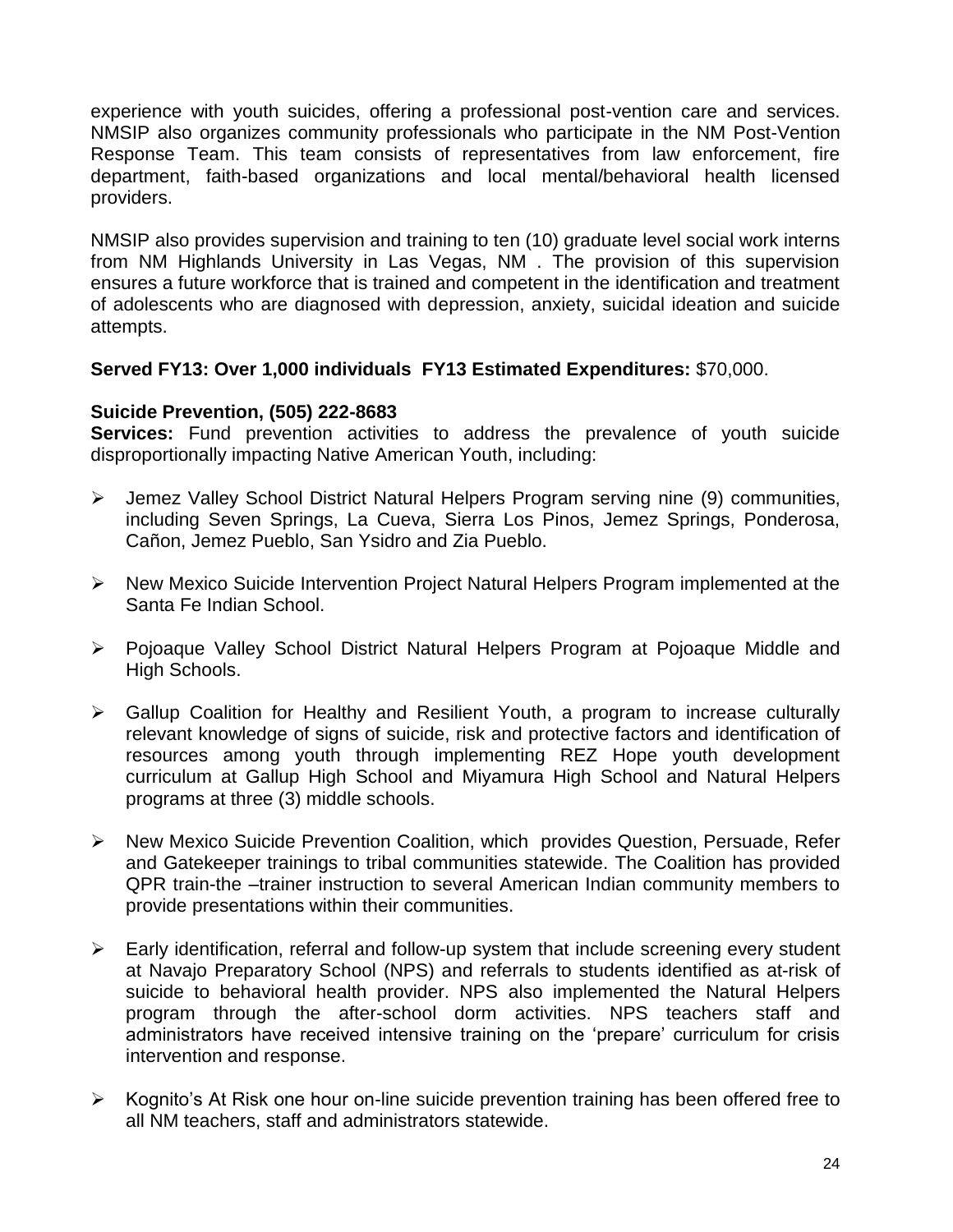experience with youth suicides, offering a professional post-vention care and services. NMSIP also organizes community professionals who participate in the NM Post-Vention Response Team. This team consists of representatives from law enforcement, fire department, faith-based organizations and local mental/behavioral health licensed providers.

NMSIP also provides supervision and training to ten (10) graduate level social work interns from NM Highlands University in Las Vegas, NM . The provision of this supervision ensures a future workforce that is trained and competent in the identification and treatment of adolescents who are diagnosed with depression, anxiety, suicidal ideation and suicide attempts.

**Served FY13: Over 1,000 individuals FY13 Estimated Expenditures:** $70,000.

**Suicide Prevention, (505) 222-8683**
**Services:** Fund prevention activities to address the prevalence of youth suicide disproportionally impacting Native American Youth, including:

- Jemez Valley School District Natural Helpers Program serving nine (9) communities, including Seven Springs, La Cueva, Sierra Los Pinos, Jemez Springs, Ponderosa, Cañon, Jemez Pueblo, San Ysidro and Zia Pueblo.

- New Mexico Suicide Intervention Project Natural Helpers Program implemented at the Santa Fe Indian School.

- Pojoaque Valley School District Natural Helpers Program at Pojoaque Middle and High Schools.

- Gallup Coalition for Healthy and Resilient Youth, a program to increase culturally relevant knowledge of signs of suicide, risk and protective factors and identification of resources among youth through implementing REZ Hope youth development curriculum at Gallup High School and Miyamura High School and Natural Helpers programs at three (3) middle schools.

- New Mexico Suicide Prevention Coalition, which provides Question, Persuade, Refer and Gatekeeper trainings to tribal communities statewide. The Coalition has provided QPR train-the –trainer instruction to several American Indian community members to provide presentations within their communities.

- Early identification, referral and follow-up system that include screening every student at Navajo Preparatory School (NPS) and referrals to students identified as at-risk of suicide to behavioral health provider. NPS also implemented the Natural Helpers program through the after-school dorm activities. NPS teachers staff and administrators have received intensive training on the 'prepare' curriculum for crisis intervention and response.

- Kognito's At Risk one hour on-line suicide prevention training has been offered free to all NM teachers, staff and administrators statewide.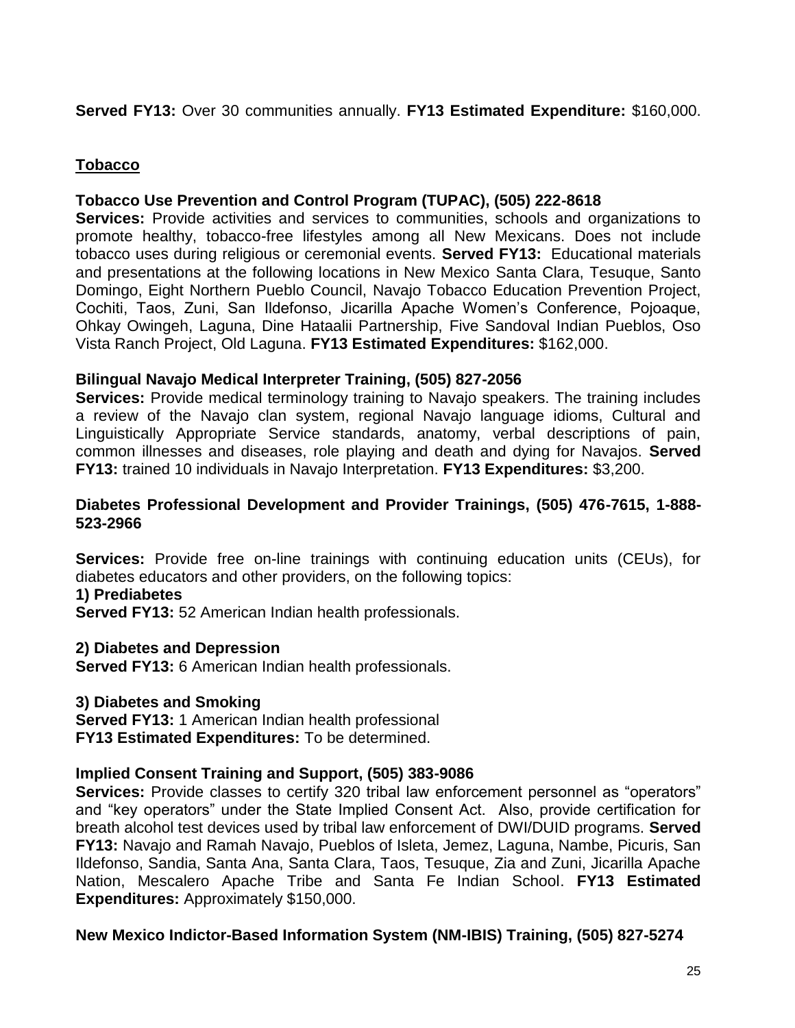**Served FY13:** Over 30 communities annually. **FY13 Estimated Expenditure:** $160,000.

## Tobacco

**Tobacco Use Prevention and Control Program (TUPAC), (505) 222-8618**
**Services:** Provide activities and services to communities, schools and organizations to promote healthy, tobacco-free lifestyles among all New Mexicans. Does not include tobacco uses during religious or ceremonial events. **Served FY13:** Educational materials and presentations at the following locations in New Mexico Santa Clara, Tesuque, Santo Domingo, Eight Northern Pueblo Council, Navajo Tobacco Education Prevention Project, Cochiti, Taos, Zuni, San Ildefonso, Jicarilla Apache Women's Conference, Pojoaque, Ohkay Owingeh, Laguna, Dine Hataalii Partnership, Five Sandoval Indian Pueblos, Oso Vista Ranch Project, Old Laguna. **FY13 Estimated Expenditures:** $162,000.

**Bilingual Navajo Medical Interpreter Training, (505) 827-2056**
**Services:** Provide medical terminology training to Navajo speakers. The training includes a review of the Navajo clan system, regional Navajo language idioms, Cultural and Linguistically Appropriate Service standards, anatomy, verbal descriptions of pain, common illnesses and diseases, role playing and death and dying for Navajos. **Served FY13:** trained 10 individuals in Navajo Interpretation. **FY13 Expenditures:** $3,200.

**Diabetes Professional Development and Provider Trainings, (505) 476-7615, 1-888-523-2966**

**Services:** Provide free on-line trainings with continuing education units (CEUs), for diabetes educators and other providers, on the following topics:

**1) Prediabetes**
**Served FY13:** 52 American Indian health professionals.

**2) Diabetes and Depression**
**Served FY13:** 6 American Indian health professionals.

**3) Diabetes and Smoking**
**Served FY13:** 1 American Indian health professional
**FY13 Estimated Expenditures:** To be determined.

**Implied Consent Training and Support, (505) 383-9086**
**Services:** Provide classes to certify 320 tribal law enforcement personnel as "operators" and "key operators" under the State Implied Consent Act. Also, provide certification for breath alcohol test devices used by tribal law enforcement of DWI/DUID programs. **Served FY13:** Navajo and Ramah Navajo, Pueblos of Isleta, Jemez, Laguna, Nambe, Picuris, San Ildefonso, Sandia, Santa Ana, Santa Clara, Taos, Tesuque, Zia and Zuni, Jicarilla Apache Nation, Mescalero Apache Tribe and Santa Fe Indian School. **FY13 Estimated Expenditures:** Approximately $150,000.

**New Mexico Indictor-Based Information System (NM-IBIS) Training, (505) 827-5274**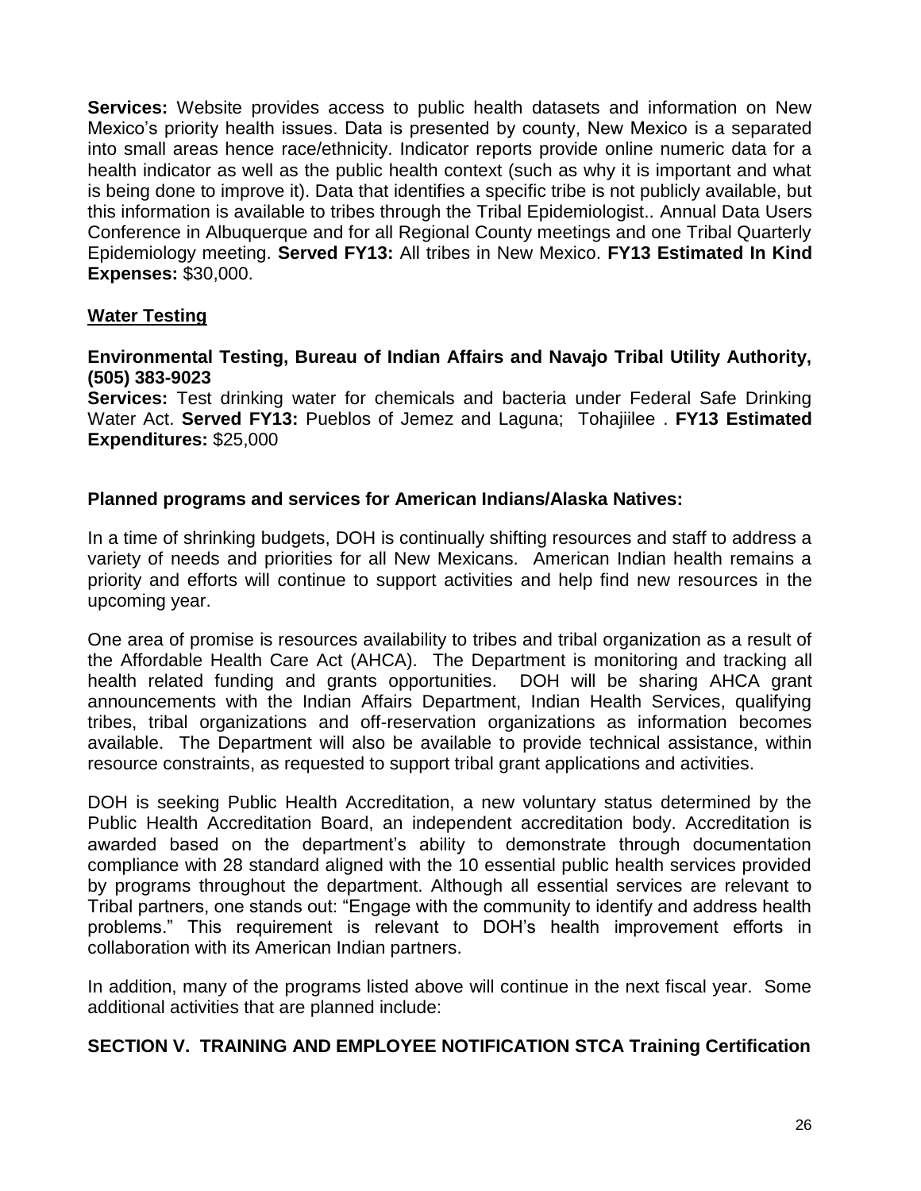**Services:** Website provides access to public health datasets and information on New Mexico's priority health issues. Data is presented by county, New Mexico is a separated into small areas hence race/ethnicity. Indicator reports provide online numeric data for a health indicator as well as the public health context (such as why it is important and what is being done to improve it). Data that identifies a specific tribe is not publicly available, but this information is available to tribes through the Tribal Epidemiologist.. Annual Data Users Conference in Albuquerque and for all Regional County meetings and one Tribal Quarterly Epidemiology meeting. **Served FY13:** All tribes in New Mexico. **FY13 Estimated In Kind Expenses:** $30,000.

## Water Testing

**Environmental Testing, Bureau of Indian Affairs and Navajo Tribal Utility Authority, (505) 383-9023**
**Services:** Test drinking water for chemicals and bacteria under Federal Safe Drinking Water Act. **Served FY13:** Pueblos of Jemez and Laguna; Tohajiilee . **FY13 Estimated Expenditures:** $25,000

### Planned programs and services for American Indians/Alaska Natives:

In a time of shrinking budgets, DOH is continually shifting resources and staff to address a variety of needs and priorities for all New Mexicans. American Indian health remains a priority and efforts will continue to support activities and help find new resources in the upcoming year.

One area of promise is resources availability to tribes and tribal organization as a result of the Affordable Health Care Act (AHCA). The Department is monitoring and tracking all health related funding and grants opportunities. DOH will be sharing AHCA grant announcements with the Indian Affairs Department, Indian Health Services, qualifying tribes, tribal organizations and off-reservation organizations as information becomes available. The Department will also be available to provide technical assistance, within resource constraints, as requested to support tribal grant applications and activities.

DOH is seeking Public Health Accreditation, a new voluntary status determined by the Public Health Accreditation Board, an independent accreditation body. Accreditation is awarded based on the department's ability to demonstrate through documentation compliance with 28 standard aligned with the 10 essential public health services provided by programs throughout the department. Although all essential services are relevant to Tribal partners, one stands out: "Engage with the community to identify and address health problems." This requirement is relevant to DOH's health improvement efforts in collaboration with its American Indian partners.

In addition, many of the programs listed above will continue in the next fiscal year. Some additional activities that are planned include:

## SECTION V. TRAINING AND EMPLOYEE NOTIFICATION STCA Training Certification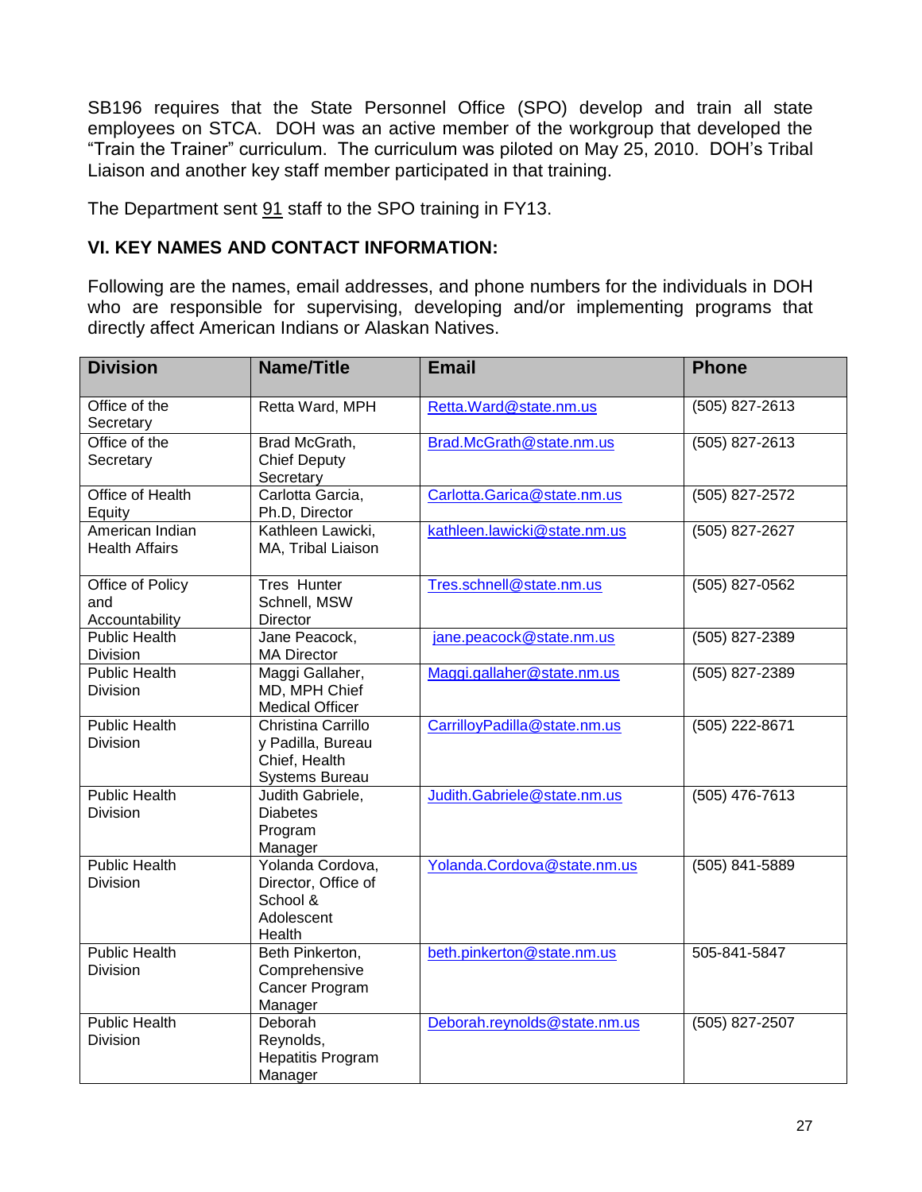SB196 requires that the State Personnel Office (SPO) develop and train all state employees on STCA. DOH was an active member of the workgroup that developed the "Train the Trainer" curriculum. The curriculum was piloted on May 25, 2010. DOH's Tribal Liaison and another key staff member participated in that training.

The Department sent 91 staff to the SPO training in FY13.

### VI. KEY NAMES AND CONTACT INFORMATION:

Following are the names, email addresses, and phone numbers for the individuals in DOH who are responsible for supervising, developing and/or implementing programs that directly affect American Indians or Alaskan Natives.

| Division | Name/Title | Email | Phone |
|---|---|---|---|
| Office of the Secretary | Retta Ward, MPH | Retta.Ward@state.nm.us | (505) 827-2613 |
| Office of the Secretary | Brad McGrath, Chief Deputy Secretary | Brad.McGrath@state.nm.us | (505) 827-2613 |
| Office of Health Equity | Carlotta Garcia, Ph.D, Director | Carlotta.Garica@state.nm.us | (505) 827-2572 |
| American Indian Health Affairs | Kathleen Lawicki, MA, Tribal Liaison | kathleen.lawicki@state.nm.us | (505) 827-2627 |
| Office of Policy and Accountability | Tres Hunter Schnell, MSW Director | Tres.schnell@state.nm.us | (505) 827-0562 |
| Public Health Division | Jane Peacock, MA Director | jane.peacock@state.nm.us | (505) 827-2389 |
| Public Health Division | Maggi Gallaher, MD, MPH Chief Medical Officer | Maggi.gallaher@state.nm.us | (505) 827-2389 |
| Public Health Division | Christina Carrillo y Padilla, Bureau Chief, Health Systems Bureau | CarrilloyPadilla@state.nm.us | (505) 222-8671 |
| Public Health Division | Judith Gabriele, Diabetes Program Manager | Judith.Gabriele@state.nm.us | (505) 476-7613 |
| Public Health Division | Yolanda Cordova, Director, Office of School & Adolescent Health | Yolanda.Cordova@state.nm.us | (505) 841-5889 |
| Public Health Division | Beth Pinkerton, Comprehensive Cancer Program Manager | beth.pinkerton@state.nm.us | 505-841-5847 |
| Public Health Division | Deborah Reynolds, Hepatitis Program Manager | Deborah.reynolds@state.nm.us | (505) 827-2507 |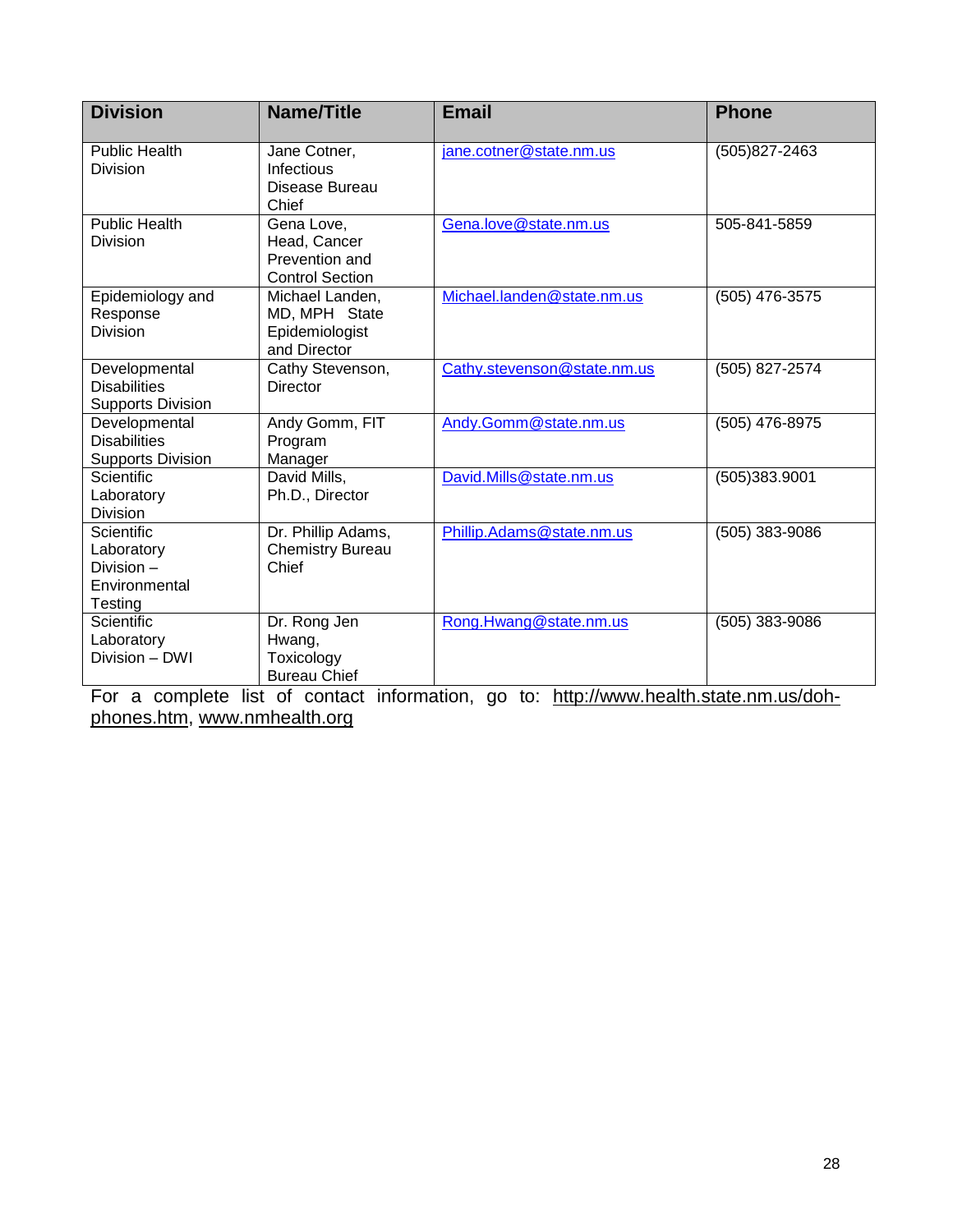| Division | Name/Title | Email | Phone |
|---|---|---|---|
| Public Health Division | Jane Cotner, Infectious Disease Bureau Chief | jane.cotner@state.nm.us | (505)827-2463 |
| Public Health Division | Gena Love, Head, Cancer Prevention and Control Section | Gena.love@state.nm.us | 505-841-5859 |
| Epidemiology and Response Division | Michael Landen, MD, MPH State Epidemiologist and Director | Michael.landen@state.nm.us | (505) 476-3575 |
| Developmental Disabilities Supports Division | Cathy Stevenson, Director | Cathy.stevenson@state.nm.us | (505) 827-2574 |
| Developmental Disabilities Supports Division | Andy Gomm, FIT Program Manager | Andy.Gomm@state.nm.us | (505) 476-8975 |
| Scientific Laboratory Division | David Mills, Ph.D., Director | David.Mills@state.nm.us | (505)383.9001 |
| Scientific Laboratory Division – Environmental Testing | Dr. Phillip Adams, Chemistry Bureau Chief | Phillip.Adams@state.nm.us | (505) 383-9086 |
| Scientific Laboratory Division – DWI | Dr. Rong Jen Hwang, Toxicology Bureau Chief | Rong.Hwang@state.nm.us | (505) 383-9086 |

For a complete list of contact information, go to: http://www.health.state.nm.us/doh-phones.htm, www.nmhealth.org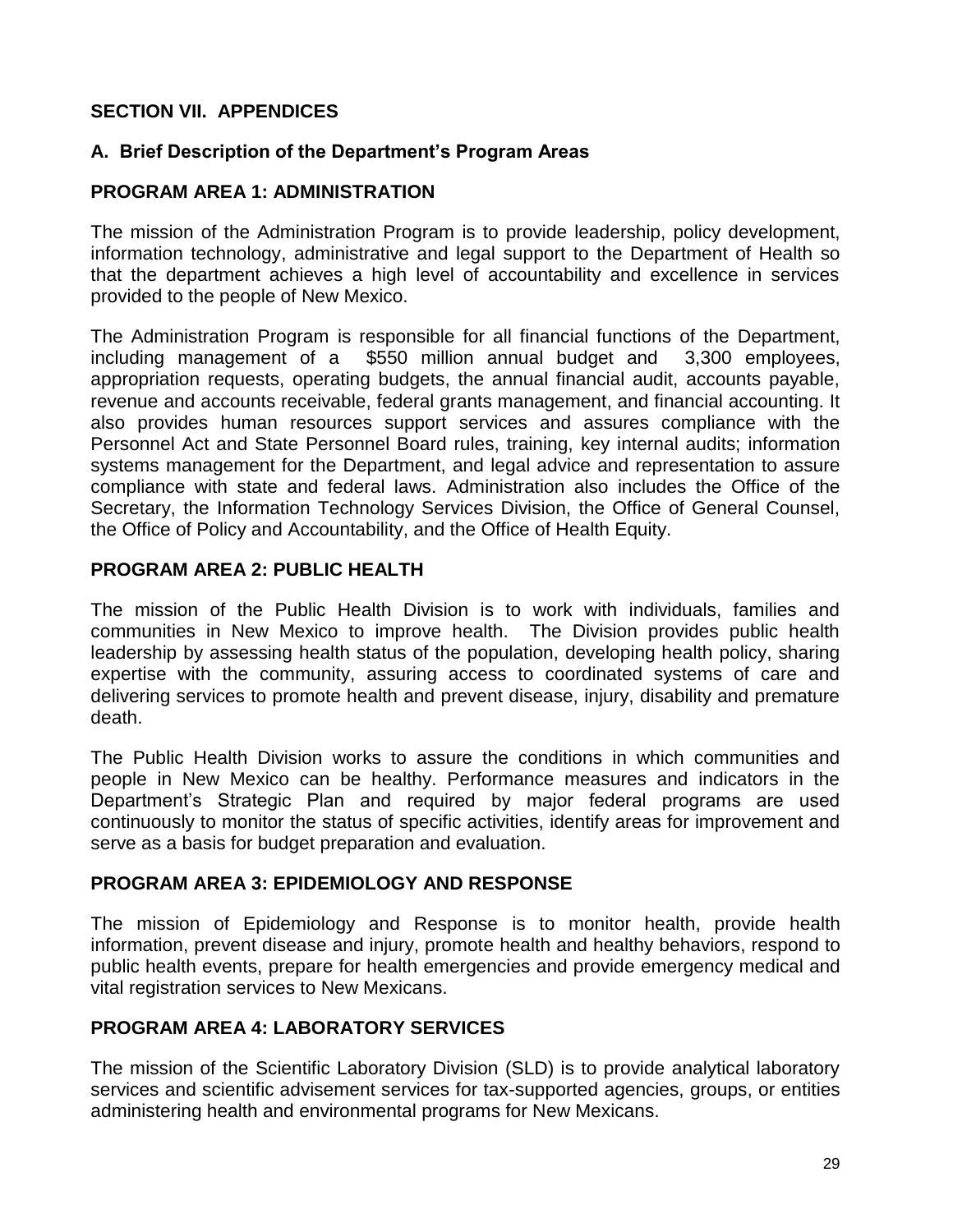## SECTION VII. APPENDICES

### A. Brief Description of the Department's Program Areas

### PROGRAM AREA 1: ADMINISTRATION

The mission of the Administration Program is to provide leadership, policy development, information technology, administrative and legal support to the Department of Health so that the department achieves a high level of accountability and excellence in services provided to the people of New Mexico.

The Administration Program is responsible for all financial functions of the Department, including management of a $550 million annual budget and 3,300 employees, appropriation requests, operating budgets, the annual financial audit, accounts payable, revenue and accounts receivable, federal grants management, and financial accounting. It also provides human resources support services and assures compliance with the Personnel Act and State Personnel Board rules, training, key internal audits; information systems management for the Department, and legal advice and representation to assure compliance with state and federal laws. Administration also includes the Office of the Secretary, the Information Technology Services Division, the Office of General Counsel, the Office of Policy and Accountability, and the Office of Health Equity.

### PROGRAM AREA 2: PUBLIC HEALTH

The mission of the Public Health Division is to work with individuals, families and communities in New Mexico to improve health. The Division provides public health leadership by assessing health status of the population, developing health policy, sharing expertise with the community, assuring access to coordinated systems of care and delivering services to promote health and prevent disease, injury, disability and premature death.

The Public Health Division works to assure the conditions in which communities and people in New Mexico can be healthy. Performance measures and indicators in the Department's Strategic Plan and required by major federal programs are used continuously to monitor the status of specific activities, identify areas for improvement and serve as a basis for budget preparation and evaluation.

### PROGRAM AREA 3: EPIDEMIOLOGY AND RESPONSE

The mission of Epidemiology and Response is to monitor health, provide health information, prevent disease and injury, promote health and healthy behaviors, respond to public health events, prepare for health emergencies and provide emergency medical and vital registration services to New Mexicans.

### PROGRAM AREA 4: LABORATORY SERVICES

The mission of the Scientific Laboratory Division (SLD) is to provide analytical laboratory services and scientific advisement services for tax-supported agencies, groups, or entities administering health and environmental programs for New Mexicans.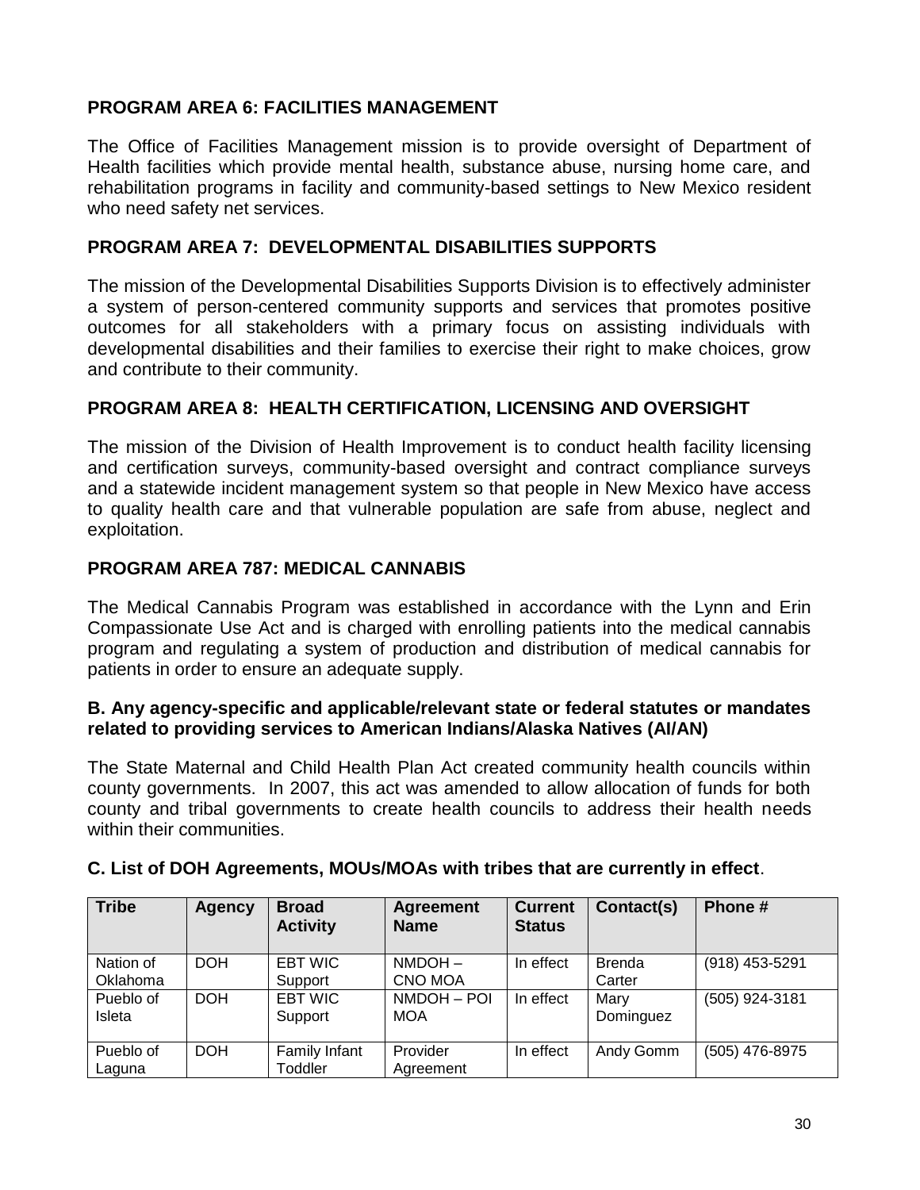### PROGRAM AREA 6: FACILITIES MANAGEMENT

The Office of Facilities Management mission is to provide oversight of Department of Health facilities which provide mental health, substance abuse, nursing home care, and rehabilitation programs in facility and community-based settings to New Mexico resident who need safety net services.

### PROGRAM AREA 7: DEVELOPMENTAL DISABILITIES SUPPORTS

The mission of the Developmental Disabilities Supports Division is to effectively administer a system of person-centered community supports and services that promotes positive outcomes for all stakeholders with a primary focus on assisting individuals with developmental disabilities and their families to exercise their right to make choices, grow and contribute to their community.

### PROGRAM AREA 8: HEALTH CERTIFICATION, LICENSING AND OVERSIGHT

The mission of the Division of Health Improvement is to conduct health facility licensing and certification surveys, community-based oversight and contract compliance surveys and a statewide incident management system so that people in New Mexico have access to quality health care and that vulnerable population are safe from abuse, neglect and exploitation.

### PROGRAM AREA 787: MEDICAL CANNABIS

The Medical Cannabis Program was established in accordance with the Lynn and Erin Compassionate Use Act and is charged with enrolling patients into the medical cannabis program and regulating a system of production and distribution of medical cannabis for patients in order to ensure an adequate supply.

### B. Any agency-specific and applicable/relevant state or federal statutes or mandates related to providing services to American Indians/Alaska Natives (AI/AN)

The State Maternal and Child Health Plan Act created community health councils within county governments. In 2007, this act was amended to allow allocation of funds for both county and tribal governments to create health councils to address their health needs within their communities.

### C. List of DOH Agreements, MOUs/MOAs with tribes that are currently in effect.

| Tribe | Agency | Broad Activity | Agreement Name | Current Status | Contact(s) | Phone # |
|---|---|---|---|---|---|---|
| Nation of Oklahoma | DOH | EBT WIC Support | NMDOH – CNO MOA | In effect | Brenda Carter | (918) 453-5291 |
| Pueblo of Isleta | DOH | EBT WIC Support | NMDOH – POI MOA | In effect | Mary Dominguez | (505) 924-3181 |
| Pueblo of Laguna | DOH | Family Infant Toddler | Provider Agreement | In effect | Andy Gomm | (505) 476-8975 |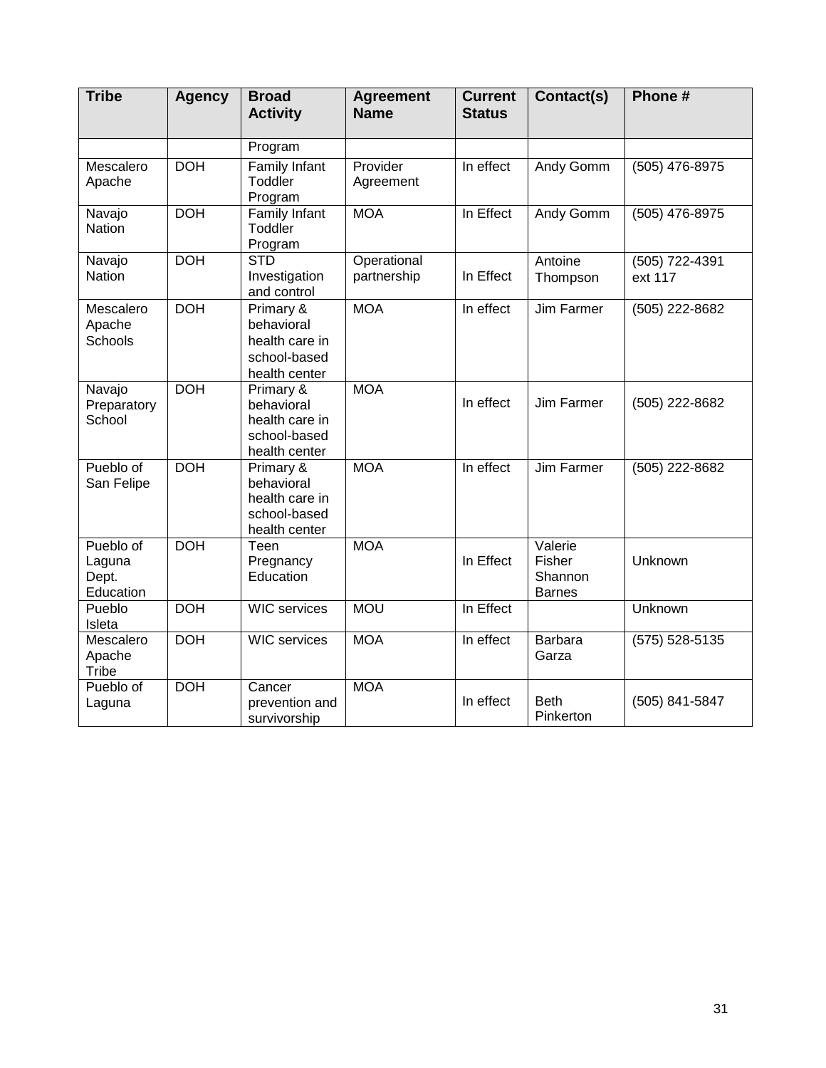| Tribe | Agency | Broad Activity | Agreement Name | Current Status | Contact(s) | Phone # |
|---|---|---|---|---|---|---|
| | | Program | | | | |
| Mescalero Apache | DOH | Family Infant Toddler Program | Provider Agreement | In effect | Andy Gomm | (505) 476-8975 |
| Navajo Nation | DOH | Family Infant Toddler Program | MOA | In Effect | Andy Gomm | (505) 476-8975 |
| Navajo Nation | DOH | STD Investigation and control | Operational partnership | In Effect | Antoine Thompson | (505) 722-4391 ext 117 |
| Mescalero Apache Schools | DOH | Primary & behavioral health care in school-based health center | MOA | In effect | Jim Farmer | (505) 222-8682 |
| Navajo Preparatory School | DOH | Primary & behavioral health care in school-based health center | MOA | In effect | Jim Farmer | (505) 222-8682 |
| Pueblo of San Felipe | DOH | Primary & behavioral health care in school-based health center | MOA | In effect | Jim Farmer | (505) 222-8682 |
| Pueblo of Laguna Dept. Education | DOH | Teen Pregnancy Education | MOA | In Effect | Valerie Fisher Shannon Barnes | Unknown |
| Pueblo Isleta | DOH | WIC services | MOU | In Effect | | Unknown |
| Mescalero Apache Tribe | DOH | WIC services | MOA | In effect | Barbara Garza | (575) 528-5135 |
| Pueblo of Laguna | DOH | Cancer prevention and survivorship | MOA | In effect | Beth Pinkerton | (505) 841-5847 |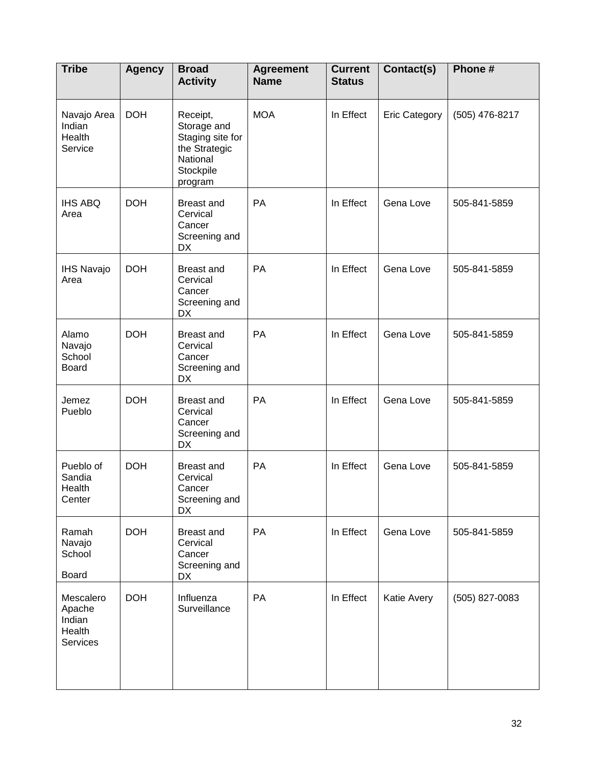| Tribe | Agency | Broad Activity | Agreement Name | Current Status | Contact(s) | Phone # |
|---|---|---|---|---|---|---|
| Navajo Area Indian Health Service | DOH | Receipt, Storage and Staging site for the Strategic National Stockpile program | MOA | In Effect | Eric Category | (505) 476-8217 |
| IHS ABQ Area | DOH | Breast and Cervical Cancer Screening and DX | PA | In Effect | Gena Love | 505-841-5859 |
| IHS Navajo Area | DOH | Breast and Cervical Cancer Screening and DX | PA | In Effect | Gena Love | 505-841-5859 |
| Alamo Navajo School Board | DOH | Breast and Cervical Cancer Screening and DX | PA | In Effect | Gena Love | 505-841-5859 |
| Jemez Pueblo | DOH | Breast and Cervical Cancer Screening and DX | PA | In Effect | Gena Love | 505-841-5859 |
| Pueblo of Sandia Health Center | DOH | Breast and Cervical Cancer Screening and DX | PA | In Effect | Gena Love | 505-841-5859 |
| Ramah Navajo School Board | DOH | Breast and Cervical Cancer Screening and DX | PA | In Effect | Gena Love | 505-841-5859 |
| Mescalero Apache Indian Health Services | DOH | Influenza Surveillance | PA | In Effect | Katie Avery | (505) 827-0083 |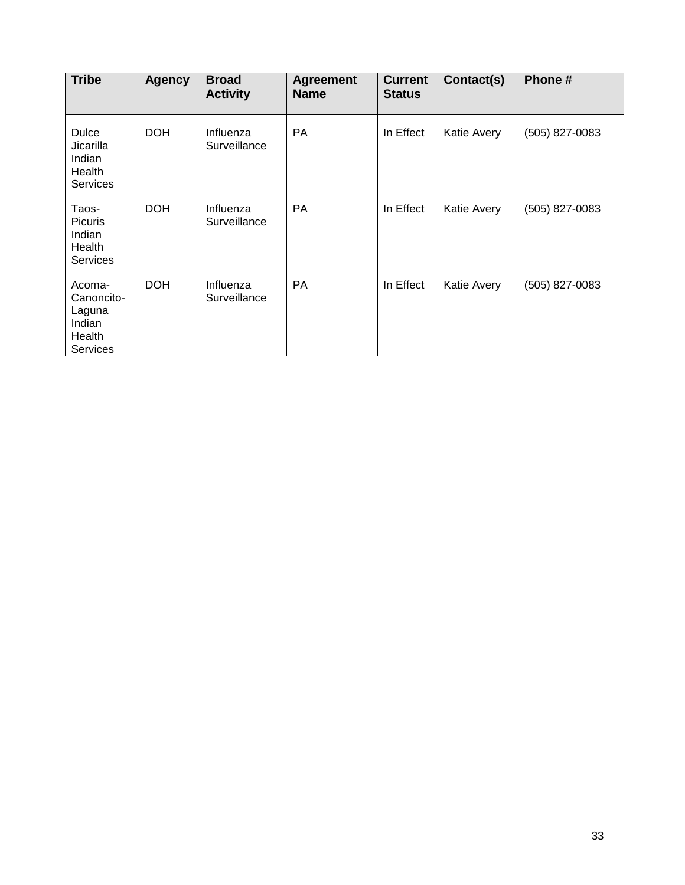| Tribe | Agency | Broad Activity | Agreement Name | Current Status | Contact(s) | Phone # |
|---|---|---|---|---|---|---|
| Dulce Jicarilla Indian Health Services | DOH | Influenza Surveillance | PA | In Effect | Katie Avery | (505) 827-0083 |
| Taos-Picuris Indian Health Services | DOH | Influenza Surveillance | PA | In Effect | Katie Avery | (505) 827-0083 |
| Acoma-Canoncito-Laguna Indian Health Services | DOH | Influenza Surveillance | PA | In Effect | Katie Avery | (505) 827-0083 |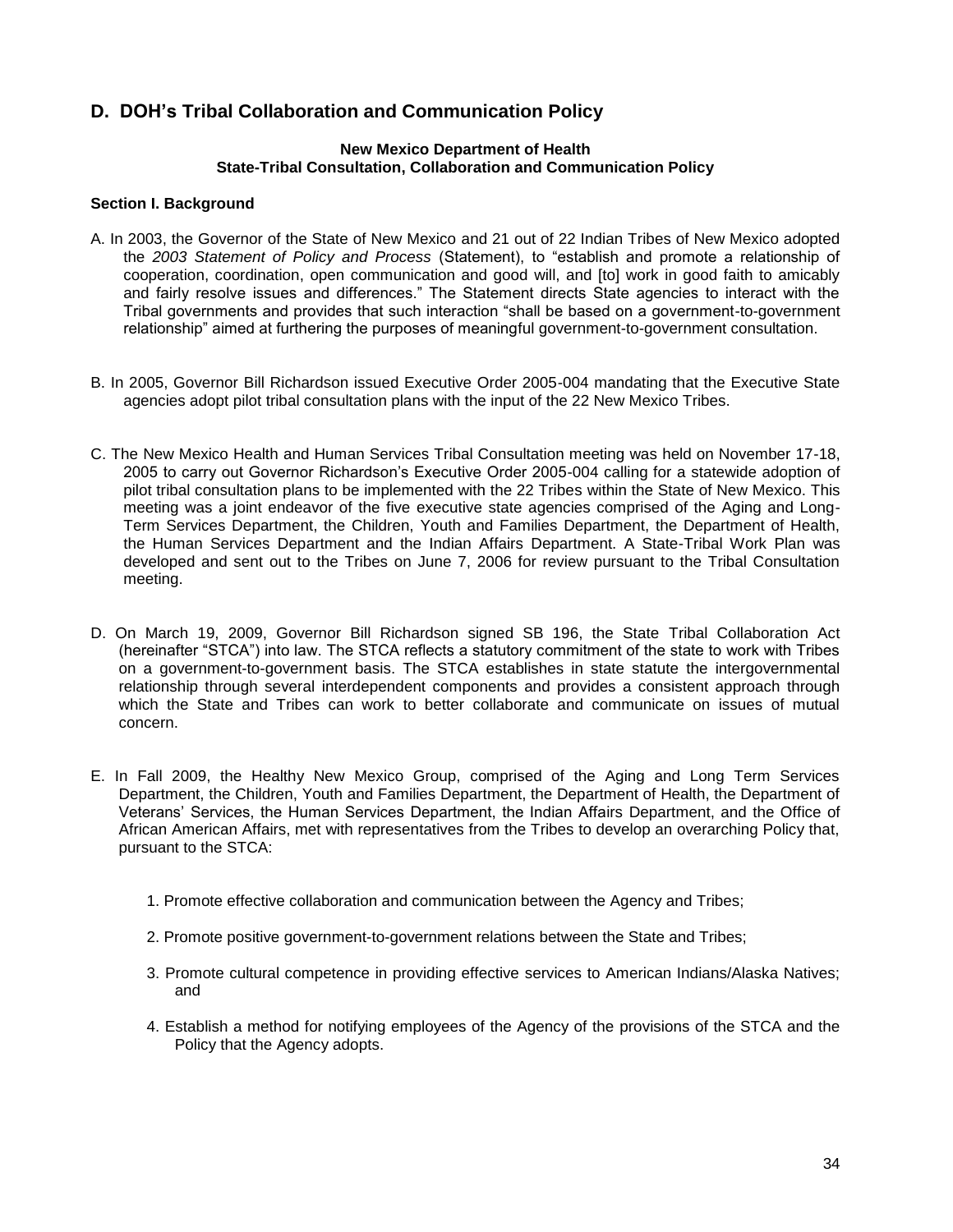## D. DOH's Tribal Collaboration and Communication Policy

**New Mexico Department of Health**
**State-Tribal Consultation, Collaboration and Communication Policy**

**Section I. Background**

A. In 2003, the Governor of the State of New Mexico and 21 out of 22 Indian Tribes of New Mexico adopted the *2003 Statement of Policy and Process* (Statement), to "establish and promote a relationship of cooperation, coordination, open communication and good will, and [to] work in good faith to amicably and fairly resolve issues and differences." The Statement directs State agencies to interact with the Tribal governments and provides that such interaction "shall be based on a government-to-government relationship" aimed at furthering the purposes of meaningful government-to-government consultation.

B. In 2005, Governor Bill Richardson issued Executive Order 2005-004 mandating that the Executive State agencies adopt pilot tribal consultation plans with the input of the 22 New Mexico Tribes.

C. The New Mexico Health and Human Services Tribal Consultation meeting was held on November 17-18, 2005 to carry out Governor Richardson's Executive Order 2005-004 calling for a statewide adoption of pilot tribal consultation plans to be implemented with the 22 Tribes within the State of New Mexico. This meeting was a joint endeavor of the five executive state agencies comprised of the Aging and Long-Term Services Department, the Children, Youth and Families Department, the Department of Health, the Human Services Department and the Indian Affairs Department. A State-Tribal Work Plan was developed and sent out to the Tribes on June 7, 2006 for review pursuant to the Tribal Consultation meeting.

D. On March 19, 2009, Governor Bill Richardson signed SB 196, the State Tribal Collaboration Act (hereinafter "STCA") into law. The STCA reflects a statutory commitment of the state to work with Tribes on a government-to-government basis. The STCA establishes in state statute the intergovernmental relationship through several interdependent components and provides a consistent approach through which the State and Tribes can work to better collaborate and communicate on issues of mutual concern.

E. In Fall 2009, the Healthy New Mexico Group, comprised of the Aging and Long Term Services Department, the Children, Youth and Families Department, the Department of Health, the Department of Veterans' Services, the Human Services Department, the Indian Affairs Department, and the Office of African American Affairs, met with representatives from the Tribes to develop an overarching Policy that, pursuant to the STCA:

1. Promote effective collaboration and communication between the Agency and Tribes;

2. Promote positive government-to-government relations between the State and Tribes;

3. Promote cultural competence in providing effective services to American Indians/Alaska Natives; and

4. Establish a method for notifying employees of the Agency of the provisions of the STCA and the Policy that the Agency adopts.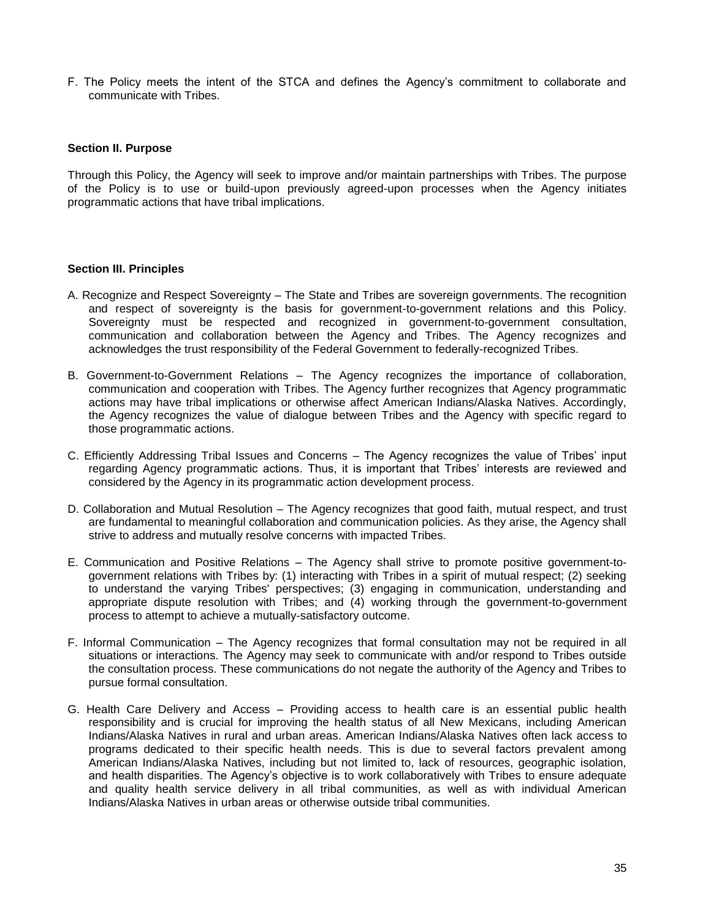F. The Policy meets the intent of the STCA and defines the Agency's commitment to collaborate and communicate with Tribes.

**Section II. Purpose**

Through this Policy, the Agency will seek to improve and/or maintain partnerships with Tribes. The purpose of the Policy is to use or build-upon previously agreed-upon processes when the Agency initiates programmatic actions that have tribal implications.

**Section III. Principles**

A. Recognize and Respect Sovereignty – The State and Tribes are sovereign governments. The recognition and respect of sovereignty is the basis for government-to-government relations and this Policy. Sovereignty must be respected and recognized in government-to-government consultation, communication and collaboration between the Agency and Tribes. The Agency recognizes and acknowledges the trust responsibility of the Federal Government to federally-recognized Tribes.

B. Government-to-Government Relations – The Agency recognizes the importance of collaboration, communication and cooperation with Tribes. The Agency further recognizes that Agency programmatic actions may have tribal implications or otherwise affect American Indians/Alaska Natives. Accordingly, the Agency recognizes the value of dialogue between Tribes and the Agency with specific regard to those programmatic actions.

C. Efficiently Addressing Tribal Issues and Concerns – The Agency recognizes the value of Tribes' input regarding Agency programmatic actions. Thus, it is important that Tribes' interests are reviewed and considered by the Agency in its programmatic action development process.

D. Collaboration and Mutual Resolution – The Agency recognizes that good faith, mutual respect, and trust are fundamental to meaningful collaboration and communication policies. As they arise, the Agency shall strive to address and mutually resolve concerns with impacted Tribes.

E. Communication and Positive Relations – The Agency shall strive to promote positive government-to-government relations with Tribes by: (1) interacting with Tribes in a spirit of mutual respect; (2) seeking to understand the varying Tribes' perspectives; (3) engaging in communication, understanding and appropriate dispute resolution with Tribes; and (4) working through the government-to-government process to attempt to achieve a mutually-satisfactory outcome.

F. Informal Communication – The Agency recognizes that formal consultation may not be required in all situations or interactions. The Agency may seek to communicate with and/or respond to Tribes outside the consultation process. These communications do not negate the authority of the Agency and Tribes to pursue formal consultation.

G. Health Care Delivery and Access – Providing access to health care is an essential public health responsibility and is crucial for improving the health status of all New Mexicans, including American Indians/Alaska Natives in rural and urban areas. American Indians/Alaska Natives often lack access to programs dedicated to their specific health needs. This is due to several factors prevalent among American Indians/Alaska Natives, including but not limited to, lack of resources, geographic isolation, and health disparities. The Agency's objective is to work collaboratively with Tribes to ensure adequate and quality health service delivery in all tribal communities, as well as with individual American Indians/Alaska Natives in urban areas or otherwise outside tribal communities.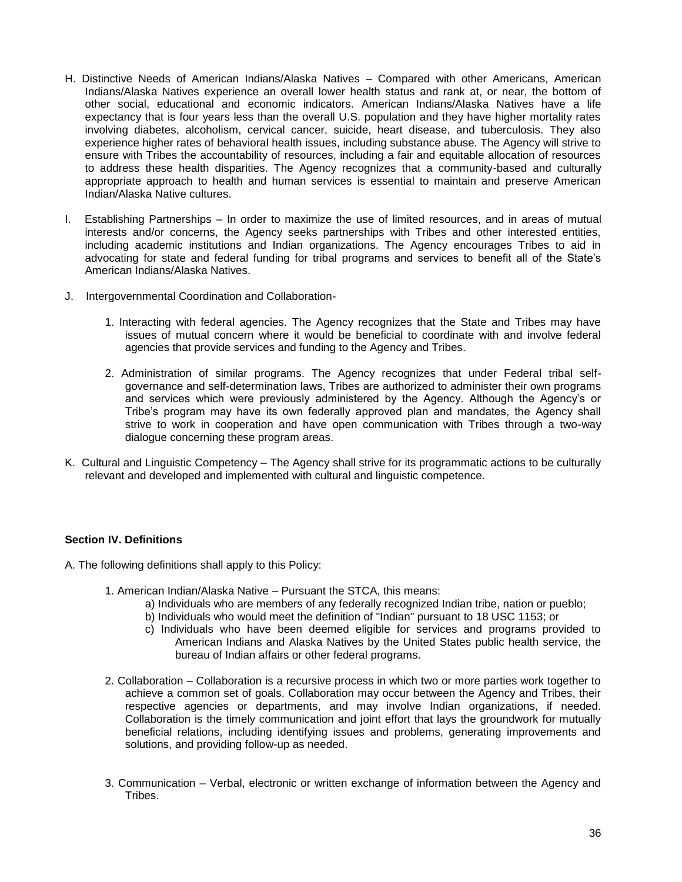H. Distinctive Needs of American Indians/Alaska Natives – Compared with other Americans, American Indians/Alaska Natives experience an overall lower health status and rank at, or near, the bottom of other social, educational and economic indicators. American Indians/Alaska Natives have a life expectancy that is four years less than the overall U.S. population and they have higher mortality rates involving diabetes, alcoholism, cervical cancer, suicide, heart disease, and tuberculosis. They also experience higher rates of behavioral health issues, including substance abuse. The Agency will strive to ensure with Tribes the accountability of resources, including a fair and equitable allocation of resources to address these health disparities. The Agency recognizes that a community-based and culturally appropriate approach to health and human services is essential to maintain and preserve American Indian/Alaska Native cultures.

I. Establishing Partnerships – In order to maximize the use of limited resources, and in areas of mutual interests and/or concerns, the Agency seeks partnerships with Tribes and other interested entities, including academic institutions and Indian organizations. The Agency encourages Tribes to aid in advocating for state and federal funding for tribal programs and services to benefit all of the State's American Indians/Alaska Natives.

J. Intergovernmental Coordination and Collaboration-

1. Interacting with federal agencies. The Agency recognizes that the State and Tribes may have issues of mutual concern where it would be beneficial to coordinate with and involve federal agencies that provide services and funding to the Agency and Tribes.

2. Administration of similar programs. The Agency recognizes that under Federal tribal self-governance and self-determination laws, Tribes are authorized to administer their own programs and services which were previously administered by the Agency. Although the Agency's or Tribe's program may have its own federally approved plan and mandates, the Agency shall strive to work in cooperation and have open communication with Tribes through a two-way dialogue concerning these program areas.

K. Cultural and Linguistic Competency – The Agency shall strive for its programmatic actions to be culturally relevant and developed and implemented with cultural and linguistic competence.

**Section IV. Definitions**

A. The following definitions shall apply to this Policy:

1. American Indian/Alaska Native – Pursuant the STCA, this means:
   a) Individuals who are members of any federally recognized Indian tribe, nation or pueblo;
   b) Individuals who would meet the definition of "Indian" pursuant to 18 USC 1153; or
   c) Individuals who have been deemed eligible for services and programs provided to American Indians and Alaska Natives by the United States public health service, the bureau of Indian affairs or other federal programs.

2. Collaboration – Collaboration is a recursive process in which two or more parties work together to achieve a common set of goals. Collaboration may occur between the Agency and Tribes, their respective agencies or departments, and may involve Indian organizations, if needed. Collaboration is the timely communication and joint effort that lays the groundwork for mutually beneficial relations, including identifying issues and problems, generating improvements and solutions, and providing follow-up as needed.

3. Communication – Verbal, electronic or written exchange of information between the Agency and Tribes.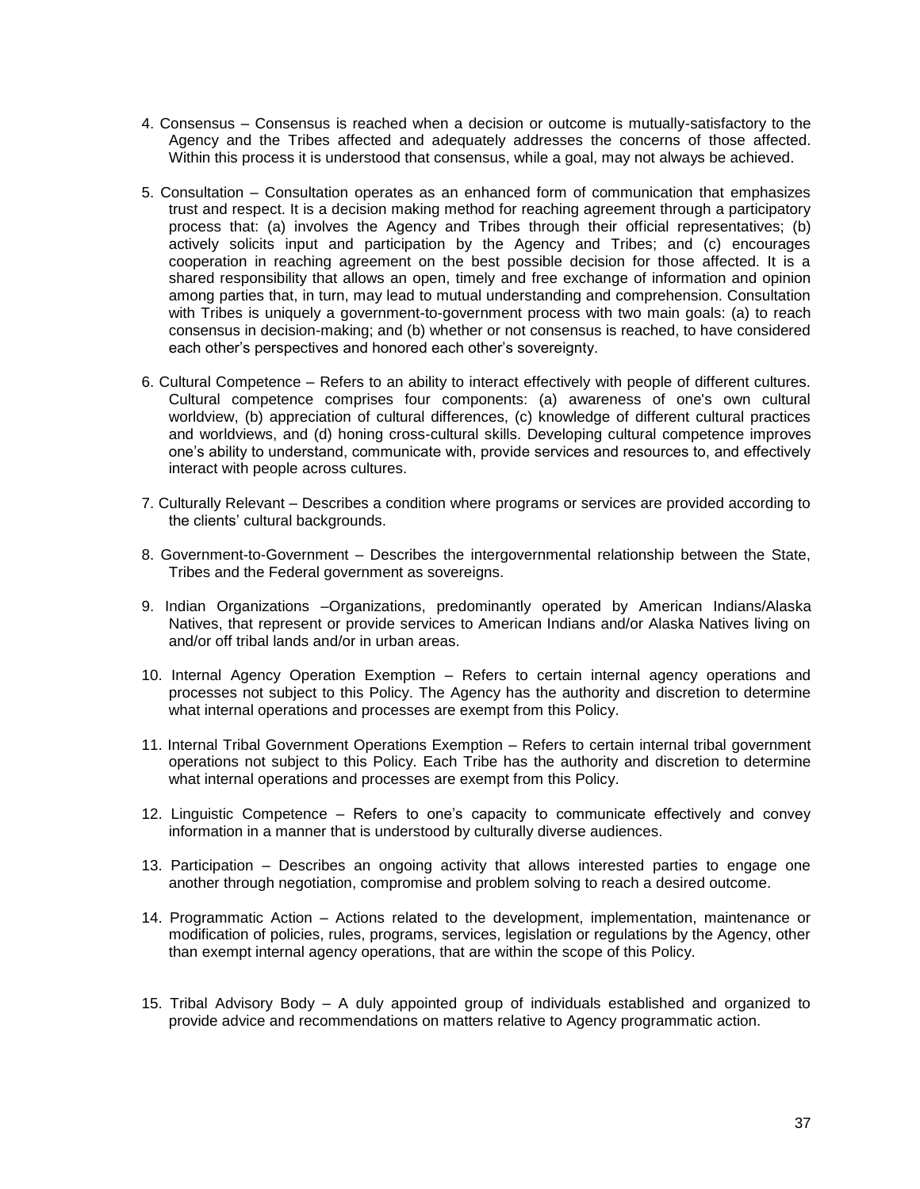4. Consensus – Consensus is reached when a decision or outcome is mutually-satisfactory to the Agency and the Tribes affected and adequately addresses the concerns of those affected. Within this process it is understood that consensus, while a goal, may not always be achieved.

5. Consultation – Consultation operates as an enhanced form of communication that emphasizes trust and respect. It is a decision making method for reaching agreement through a participatory process that: (a) involves the Agency and Tribes through their official representatives; (b) actively solicits input and participation by the Agency and Tribes; and (c) encourages cooperation in reaching agreement on the best possible decision for those affected. It is a shared responsibility that allows an open, timely and free exchange of information and opinion among parties that, in turn, may lead to mutual understanding and comprehension. Consultation with Tribes is uniquely a government-to-government process with two main goals: (a) to reach consensus in decision-making; and (b) whether or not consensus is reached, to have considered each other's perspectives and honored each other's sovereignty.

6. Cultural Competence – Refers to an ability to interact effectively with people of different cultures. Cultural competence comprises four components: (a) awareness of one's own cultural worldview, (b) appreciation of cultural differences, (c) knowledge of different cultural practices and worldviews, and (d) honing cross-cultural skills. Developing cultural competence improves one's ability to understand, communicate with, provide services and resources to, and effectively interact with people across cultures.

7. Culturally Relevant – Describes a condition where programs or services are provided according to the clients' cultural backgrounds.

8. Government-to-Government – Describes the intergovernmental relationship between the State, Tribes and the Federal government as sovereigns.

9. Indian Organizations –Organizations, predominantly operated by American Indians/Alaska Natives, that represent or provide services to American Indians and/or Alaska Natives living on and/or off tribal lands and/or in urban areas.

10. Internal Agency Operation Exemption – Refers to certain internal agency operations and processes not subject to this Policy. The Agency has the authority and discretion to determine what internal operations and processes are exempt from this Policy.

11. Internal Tribal Government Operations Exemption – Refers to certain internal tribal government operations not subject to this Policy. Each Tribe has the authority and discretion to determine what internal operations and processes are exempt from this Policy.

12. Linguistic Competence – Refers to one's capacity to communicate effectively and convey information in a manner that is understood by culturally diverse audiences.

13. Participation – Describes an ongoing activity that allows interested parties to engage one another through negotiation, compromise and problem solving to reach a desired outcome.

14. Programmatic Action – Actions related to the development, implementation, maintenance or modification of policies, rules, programs, services, legislation or regulations by the Agency, other than exempt internal agency operations, that are within the scope of this Policy.

15. Tribal Advisory Body – A duly appointed group of individuals established and organized to provide advice and recommendations on matters relative to Agency programmatic action.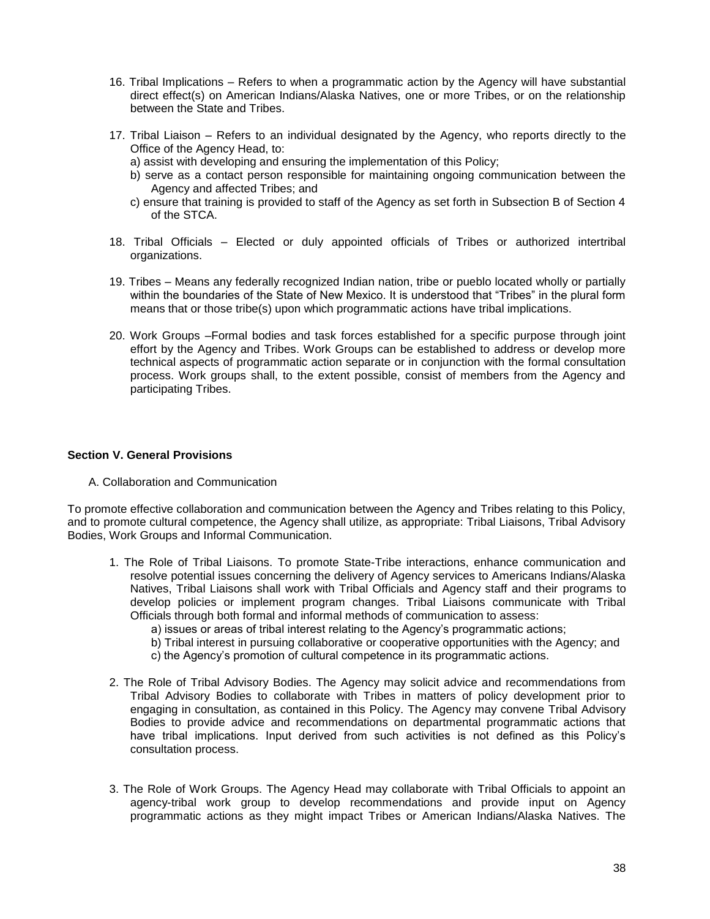16. Tribal Implications – Refers to when a programmatic action by the Agency will have substantial direct effect(s) on American Indians/Alaska Natives, one or more Tribes, or on the relationship between the State and Tribes.

17. Tribal Liaison – Refers to an individual designated by the Agency, who reports directly to the Office of the Agency Head, to:
    a) assist with developing and ensuring the implementation of this Policy;
    b) serve as a contact person responsible for maintaining ongoing communication between the Agency and affected Tribes; and
    c) ensure that training is provided to staff of the Agency as set forth in Subsection B of Section 4 of the STCA.

18. Tribal Officials – Elected or duly appointed officials of Tribes or authorized intertribal organizations.

19. Tribes – Means any federally recognized Indian nation, tribe or pueblo located wholly or partially within the boundaries of the State of New Mexico. It is understood that "Tribes" in the plural form means that or those tribe(s) upon which programmatic actions have tribal implications.

20. Work Groups –Formal bodies and task forces established for a specific purpose through joint effort by the Agency and Tribes. Work Groups can be established to address or develop more technical aspects of programmatic action separate or in conjunction with the formal consultation process. Work groups shall, to the extent possible, consist of members from the Agency and participating Tribes.

**Section V. General Provisions**

A. Collaboration and Communication

To promote effective collaboration and communication between the Agency and Tribes relating to this Policy, and to promote cultural competence, the Agency shall utilize, as appropriate: Tribal Liaisons, Tribal Advisory Bodies, Work Groups and Informal Communication.

1. The Role of Tribal Liaisons. To promote State-Tribe interactions, enhance communication and resolve potential issues concerning the delivery of Agency services to Americans Indians/Alaska Natives, Tribal Liaisons shall work with Tribal Officials and Agency staff and their programs to develop policies or implement program changes. Tribal Liaisons communicate with Tribal Officials through both formal and informal methods of communication to assess:
    a) issues or areas of tribal interest relating to the Agency's programmatic actions;
    b) Tribal interest in pursuing collaborative or cooperative opportunities with the Agency; and
    c) the Agency's promotion of cultural competence in its programmatic actions.

2. The Role of Tribal Advisory Bodies. The Agency may solicit advice and recommendations from Tribal Advisory Bodies to collaborate with Tribes in matters of policy development prior to engaging in consultation, as contained in this Policy. The Agency may convene Tribal Advisory Bodies to provide advice and recommendations on departmental programmatic actions that have tribal implications. Input derived from such activities is not defined as this Policy's consultation process.

3. The Role of Work Groups. The Agency Head may collaborate with Tribal Officials to appoint an agency-tribal work group to develop recommendations and provide input on Agency programmatic actions as they might impact Tribes or American Indians/Alaska Natives. The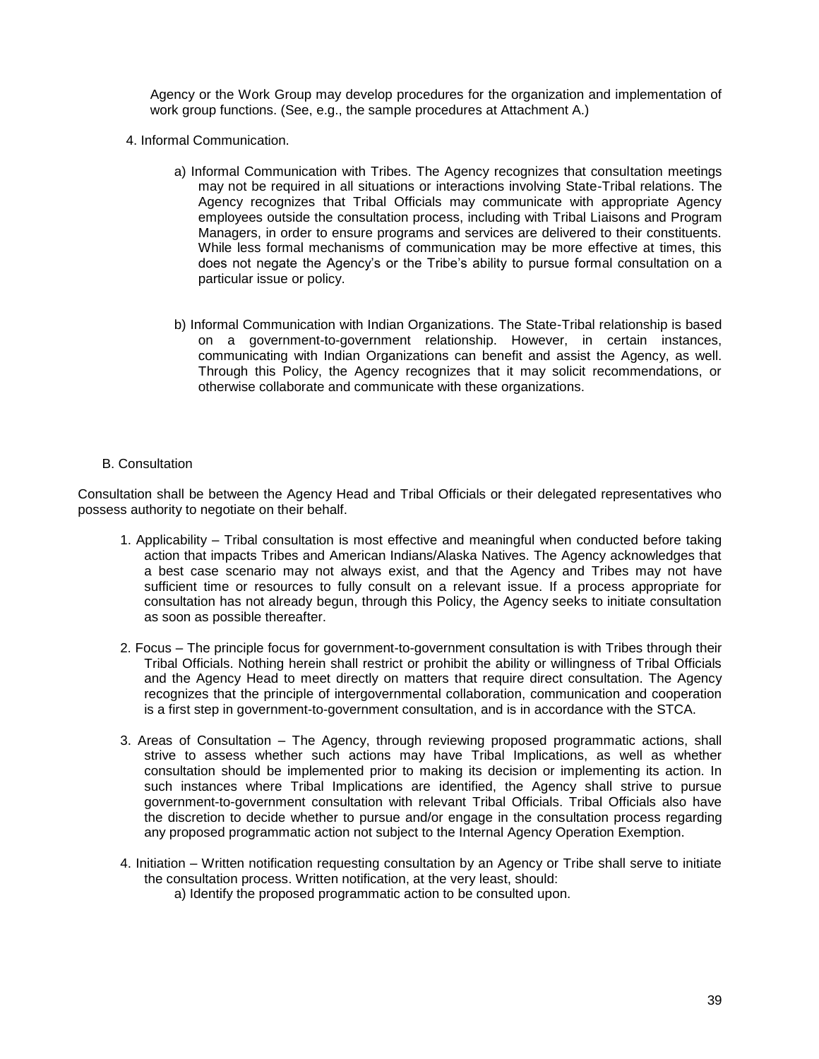Agency or the Work Group may develop procedures for the organization and implementation of work group functions. (See, e.g., the sample procedures at Attachment A.)

4. Informal Communication.

   a) Informal Communication with Tribes. The Agency recognizes that consultation meetings may not be required in all situations or interactions involving State-Tribal relations. The Agency recognizes that Tribal Officials may communicate with appropriate Agency employees outside the consultation process, including with Tribal Liaisons and Program Managers, in order to ensure programs and services are delivered to their constituents. While less formal mechanisms of communication may be more effective at times, this does not negate the Agency's or the Tribe's ability to pursue formal consultation on a particular issue or policy.

   b) Informal Communication with Indian Organizations. The State-Tribal relationship is based on a government-to-government relationship. However, in certain instances, communicating with Indian Organizations can benefit and assist the Agency, as well. Through this Policy, the Agency recognizes that it may solicit recommendations, or otherwise collaborate and communicate with these organizations.

### B. Consultation

Consultation shall be between the Agency Head and Tribal Officials or their delegated representatives who possess authority to negotiate on their behalf.

1. Applicability – Tribal consultation is most effective and meaningful when conducted before taking action that impacts Tribes and American Indians/Alaska Natives. The Agency acknowledges that a best case scenario may not always exist, and that the Agency and Tribes may not have sufficient time or resources to fully consult on a relevant issue. If a process appropriate for consultation has not already begun, through this Policy, the Agency seeks to initiate consultation as soon as possible thereafter.

2. Focus – The principle focus for government-to-government consultation is with Tribes through their Tribal Officials. Nothing herein shall restrict or prohibit the ability or willingness of Tribal Officials and the Agency Head to meet directly on matters that require direct consultation. The Agency recognizes that the principle of intergovernmental collaboration, communication and cooperation is a first step in government-to-government consultation, and is in accordance with the STCA.

3. Areas of Consultation – The Agency, through reviewing proposed programmatic actions, shall strive to assess whether such actions may have Tribal Implications, as well as whether consultation should be implemented prior to making its decision or implementing its action. In such instances where Tribal Implications are identified, the Agency shall strive to pursue government-to-government consultation with relevant Tribal Officials. Tribal Officials also have the discretion to decide whether to pursue and/or engage in the consultation process regarding any proposed programmatic action not subject to the Internal Agency Operation Exemption.

4. Initiation – Written notification requesting consultation by an Agency or Tribe shall serve to initiate the consultation process. Written notification, at the very least, should:
   a) Identify the proposed programmatic action to be consulted upon.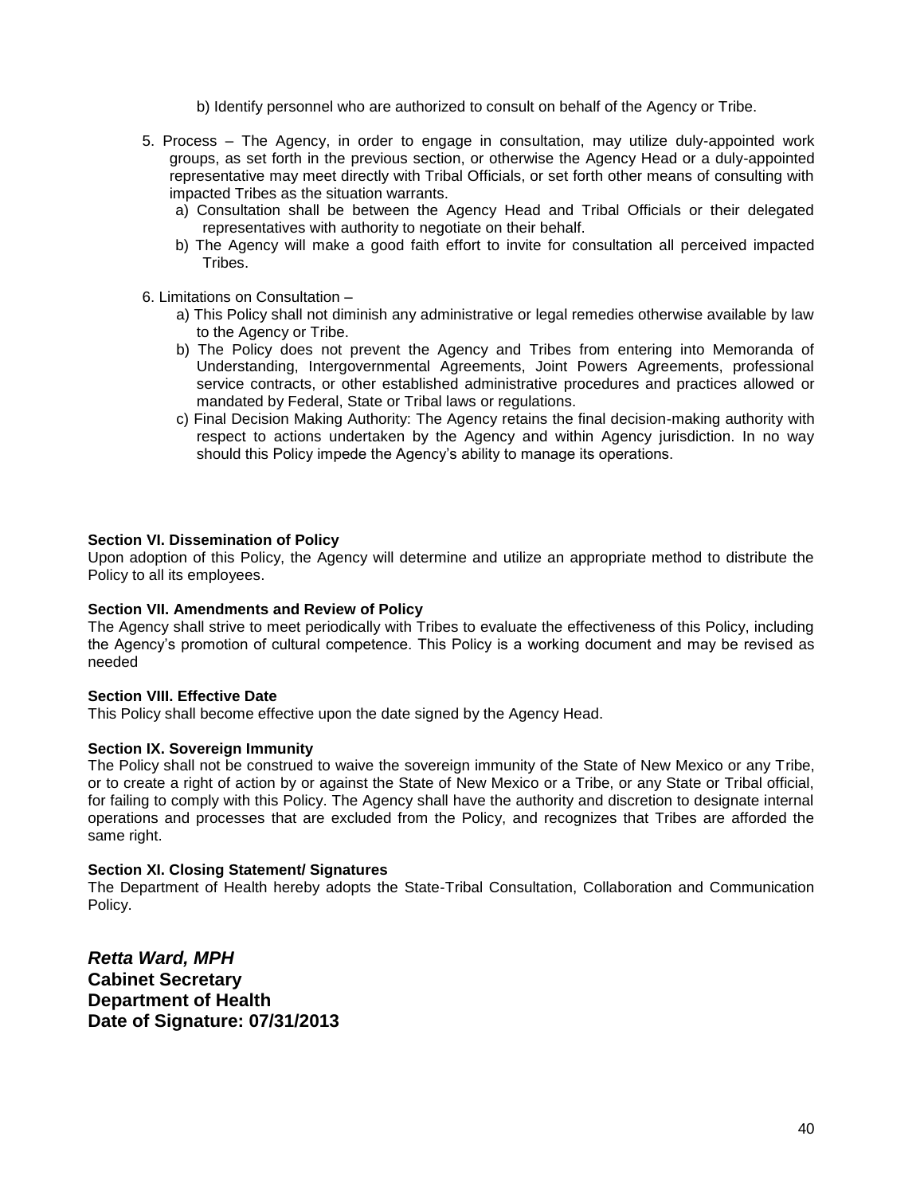b) Identify personnel who are authorized to consult on behalf of the Agency or Tribe.

5. Process – The Agency, in order to engage in consultation, may utilize duly-appointed work groups, as set forth in the previous section, or otherwise the Agency Head or a duly-appointed representative may meet directly with Tribal Officials, or set forth other means of consulting with impacted Tribes as the situation warrants.
   a) Consultation shall be between the Agency Head and Tribal Officials or their delegated representatives with authority to negotiate on their behalf.
   b) The Agency will make a good faith effort to invite for consultation all perceived impacted Tribes.

6. Limitations on Consultation –
   a) This Policy shall not diminish any administrative or legal remedies otherwise available by law to the Agency or Tribe.
   b) The Policy does not prevent the Agency and Tribes from entering into Memoranda of Understanding, Intergovernmental Agreements, Joint Powers Agreements, professional service contracts, or other established administrative procedures and practices allowed or mandated by Federal, State or Tribal laws or regulations.
   c) Final Decision Making Authority: The Agency retains the final decision-making authority with respect to actions undertaken by the Agency and within Agency jurisdiction. In no way should this Policy impede the Agency's ability to manage its operations.

**Section VI. Dissemination of Policy**
Upon adoption of this Policy, the Agency will determine and utilize an appropriate method to distribute the Policy to all its employees.

**Section VII. Amendments and Review of Policy**
The Agency shall strive to meet periodically with Tribes to evaluate the effectiveness of this Policy, including the Agency's promotion of cultural competence. This Policy is a working document and may be revised as needed

**Section VIII. Effective Date**
This Policy shall become effective upon the date signed by the Agency Head.

**Section IX. Sovereign Immunity**
The Policy shall not be construed to waive the sovereign immunity of the State of New Mexico or any Tribe, or to create a right of action by or against the State of New Mexico or a Tribe, or any State or Tribal official, for failing to comply with this Policy. The Agency shall have the authority and discretion to designate internal operations and processes that are excluded from the Policy, and recognizes that Tribes are afforded the same right.

**Section XI. Closing Statement/ Signatures**
The Department of Health hereby adopts the State-Tribal Consultation, Collaboration and Communication Policy.

***Retta Ward, MPH***
**Cabinet Secretary**
**Department of Health**
**Date of Signature: 07/31/2013**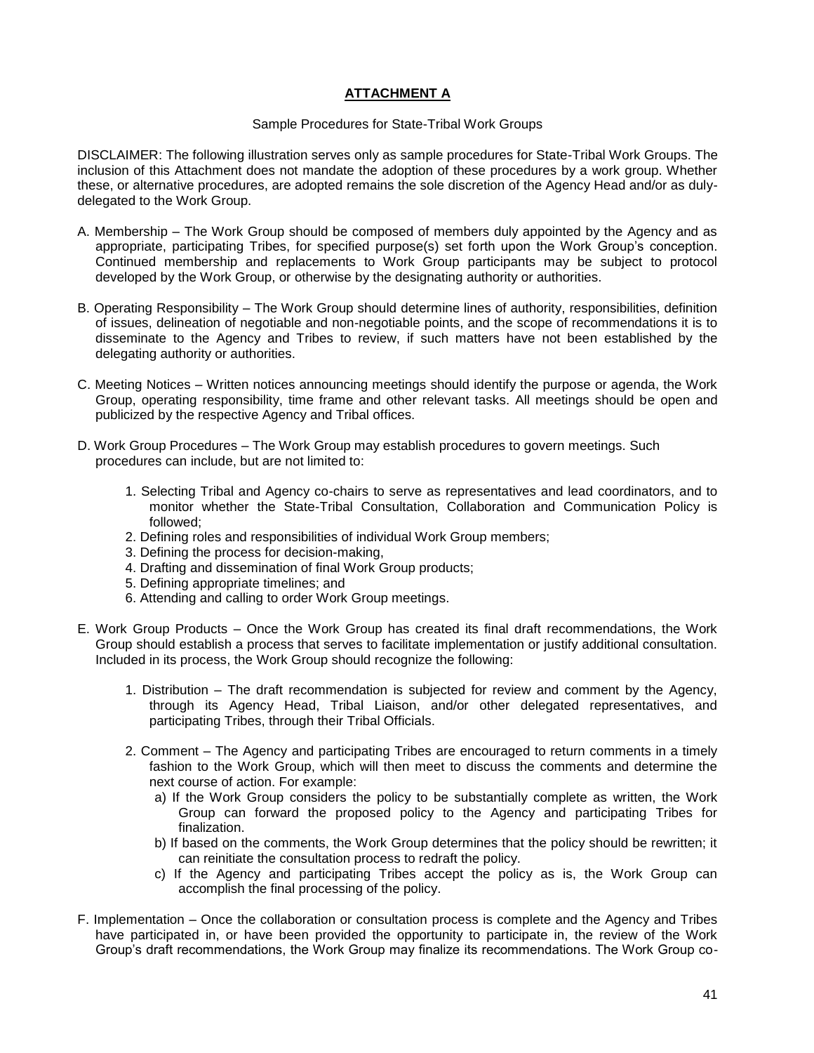## ATTACHMENT A

Sample Procedures for State-Tribal Work Groups

DISCLAIMER: The following illustration serves only as sample procedures for State-Tribal Work Groups. The inclusion of this Attachment does not mandate the adoption of these procedures by a work group. Whether these, or alternative procedures, are adopted remains the sole discretion of the Agency Head and/or as duly-delegated to the Work Group.

A. Membership – The Work Group should be composed of members duly appointed by the Agency and as appropriate, participating Tribes, for specified purpose(s) set forth upon the Work Group's conception. Continued membership and replacements to Work Group participants may be subject to protocol developed by the Work Group, or otherwise by the designating authority or authorities.

B. Operating Responsibility – The Work Group should determine lines of authority, responsibilities, definition of issues, delineation of negotiable and non-negotiable points, and the scope of recommendations it is to disseminate to the Agency and Tribes to review, if such matters have not been established by the delegating authority or authorities.

C. Meeting Notices – Written notices announcing meetings should identify the purpose or agenda, the Work Group, operating responsibility, time frame and other relevant tasks. All meetings should be open and publicized by the respective Agency and Tribal offices.

D. Work Group Procedures – The Work Group may establish procedures to govern meetings. Such procedures can include, but are not limited to:

1. Selecting Tribal and Agency co-chairs to serve as representatives and lead coordinators, and to monitor whether the State-Tribal Consultation, Collaboration and Communication Policy is followed;
2. Defining roles and responsibilities of individual Work Group members;
3. Defining the process for decision-making,
4. Drafting and dissemination of final Work Group products;
5. Defining appropriate timelines; and
6. Attending and calling to order Work Group meetings.

E. Work Group Products – Once the Work Group has created its final draft recommendations, the Work Group should establish a process that serves to facilitate implementation or justify additional consultation. Included in its process, the Work Group should recognize the following:

1. Distribution – The draft recommendation is subjected for review and comment by the Agency, through its Agency Head, Tribal Liaison, and/or other delegated representatives, and participating Tribes, through their Tribal Officials.

2. Comment – The Agency and participating Tribes are encouraged to return comments in a timely fashion to the Work Group, which will then meet to discuss the comments and determine the next course of action. For example:
   a) If the Work Group considers the policy to be substantially complete as written, the Work Group can forward the proposed policy to the Agency and participating Tribes for finalization.
   b) If based on the comments, the Work Group determines that the policy should be rewritten; it can reinitiate the consultation process to redraft the policy.
   c) If the Agency and participating Tribes accept the policy as is, the Work Group can accomplish the final processing of the policy.

F. Implementation – Once the collaboration or consultation process is complete and the Agency and Tribes have participated in, or have been provided the opportunity to participate in, the review of the Work Group's draft recommendations, the Work Group may finalize its recommendations. The Work Group co-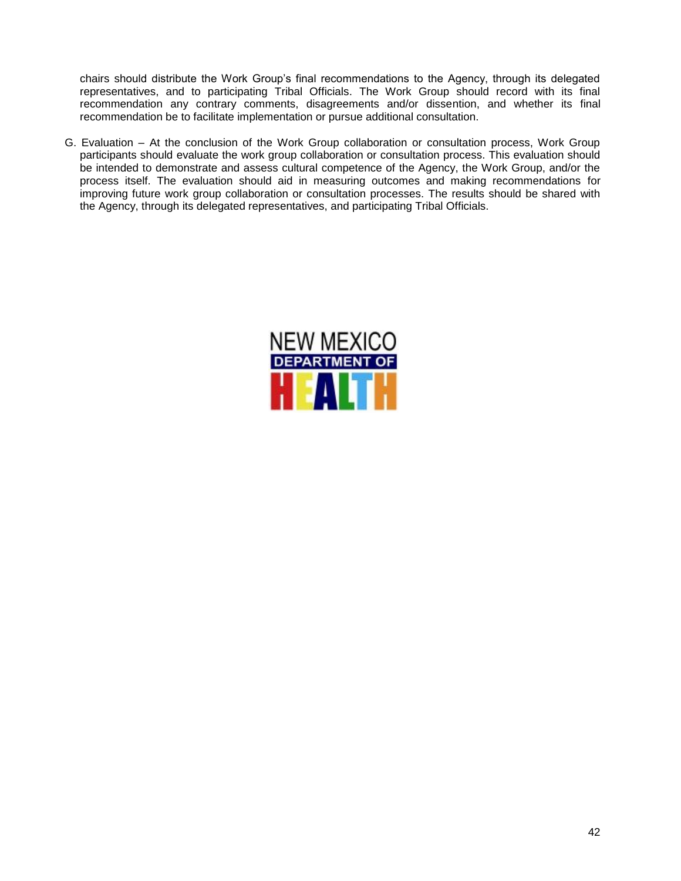chairs should distribute the Work Group's final recommendations to the Agency, through its delegated representatives, and to participating Tribal Officials. The Work Group should record with its final recommendation any contrary comments, disagreements and/or dissention, and whether its final recommendation be to facilitate implementation or pursue additional consultation.

G. Evaluation – At the conclusion of the Work Group collaboration or consultation process, Work Group participants should evaluate the work group collaboration or consultation process. This evaluation should be intended to demonstrate and assess cultural competence of the Agency, the Work Group, and/or the process itself. The evaluation should aid in measuring outcomes and making recommendations for improving future work group collaboration or consultation processes. The results should be shared with the Agency, through its delegated representatives, and participating Tribal Officials.

NEW MEXICO
DEPARTMENT OF
HEALTH